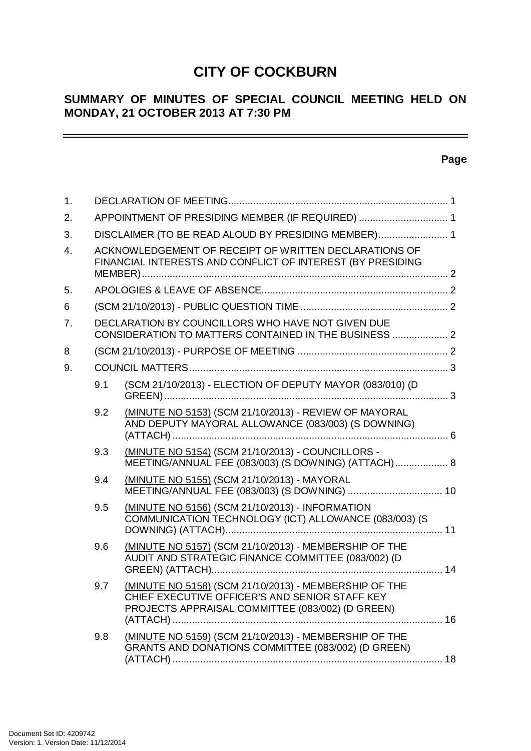# CITY OF COCKBURN

## SUMMARY OF MINUTES OF SPECIAL COUNCIL MEETING HELD ON MONDAY, 21 OCTOBER 2013 AT 7:30 PM

**Page**

| | | | |
|---|---|---|---|
| 1. | | DECLARATION OF MEETING | 1 |
| 2. | | APPOINTMENT OF PRESIDING MEMBER (IF REQUIRED) | 1 |
| 3. | | DISCLAIMER (TO BE READ ALOUD BY PRESIDING MEMBER) | 1 |
| 4. | | ACKNOWLEDGEMENT OF RECEIPT OF WRITTEN DECLARATIONS OF FINANCIAL INTERESTS AND CONFLICT OF INTEREST (BY PRESIDING MEMBER) | 2 |
| 5. | | APOLOGIES & LEAVE OF ABSENCE | 2 |
| 6 | | (SCM 21/10/2013) - PUBLIC QUESTION TIME | 2 |
| 7. | | DECLARATION BY COUNCILLORS WHO HAVE NOT GIVEN DUE CONSIDERATION TO MATTERS CONTAINED IN THE BUSINESS | 2 |
| 8 | | (SCM 21/10/2013) - PURPOSE OF MEETING | 2 |
| 9. | | COUNCIL MATTERS | 3 |
| | 9.1 | (SCM 21/10/2013) - ELECTION OF DEPUTY MAYOR (083/010) (D GREEN) | 3 |
| | 9.2 | (MINUTE NO 5153) (SCM 21/10/2013) - REVIEW OF MAYORAL AND DEPUTY MAYORAL ALLOWANCE (083/003) (S DOWNING) (ATTACH) | 6 |
| | 9.3 | (MINUTE NO 5154) (SCM 21/10/2013) - COUNCILLORS - MEETING/ANNUAL FEE (083/003) (S DOWNING) (ATTACH) | 8 |
| | 9.4 | (MINUTE NO 5155) (SCM 21/10/2013) - MAYORAL MEETING/ANNUAL FEE (083/003) (S DOWNING) | 10 |
| | 9.5 | (MINUTE NO 5156) (SCM 21/10/2013) - INFORMATION COMMUNICATION TECHNOLOGY (ICT) ALLOWANCE (083/003) (S DOWNING) (ATTACH) | 11 |
| | 9.6 | (MINUTE NO 5157) (SCM 21/10/2013) - MEMBERSHIP OF THE AUDIT AND STRATEGIC FINANCE COMMITTEE (083/002) (D GREEN) (ATTACH) | 14 |
| | 9.7 | (MINUTE NO 5158) (SCM 21/10/2013) - MEMBERSHIP OF THE CHIEF EXECUTIVE OFFICER'S AND SENIOR STAFF KEY PROJECTS APPRAISAL COMMITTEE (083/002) (D GREEN) (ATTACH) | 16 |
| | 9.8 | (MINUTE NO 5159) (SCM 21/10/2013) - MEMBERSHIP OF THE GRANTS AND DONATIONS COMMITTEE (083/002) (D GREEN) (ATTACH) | 18 |

Document Set ID: 4209742
Version: 1, Version Date: 11/12/2014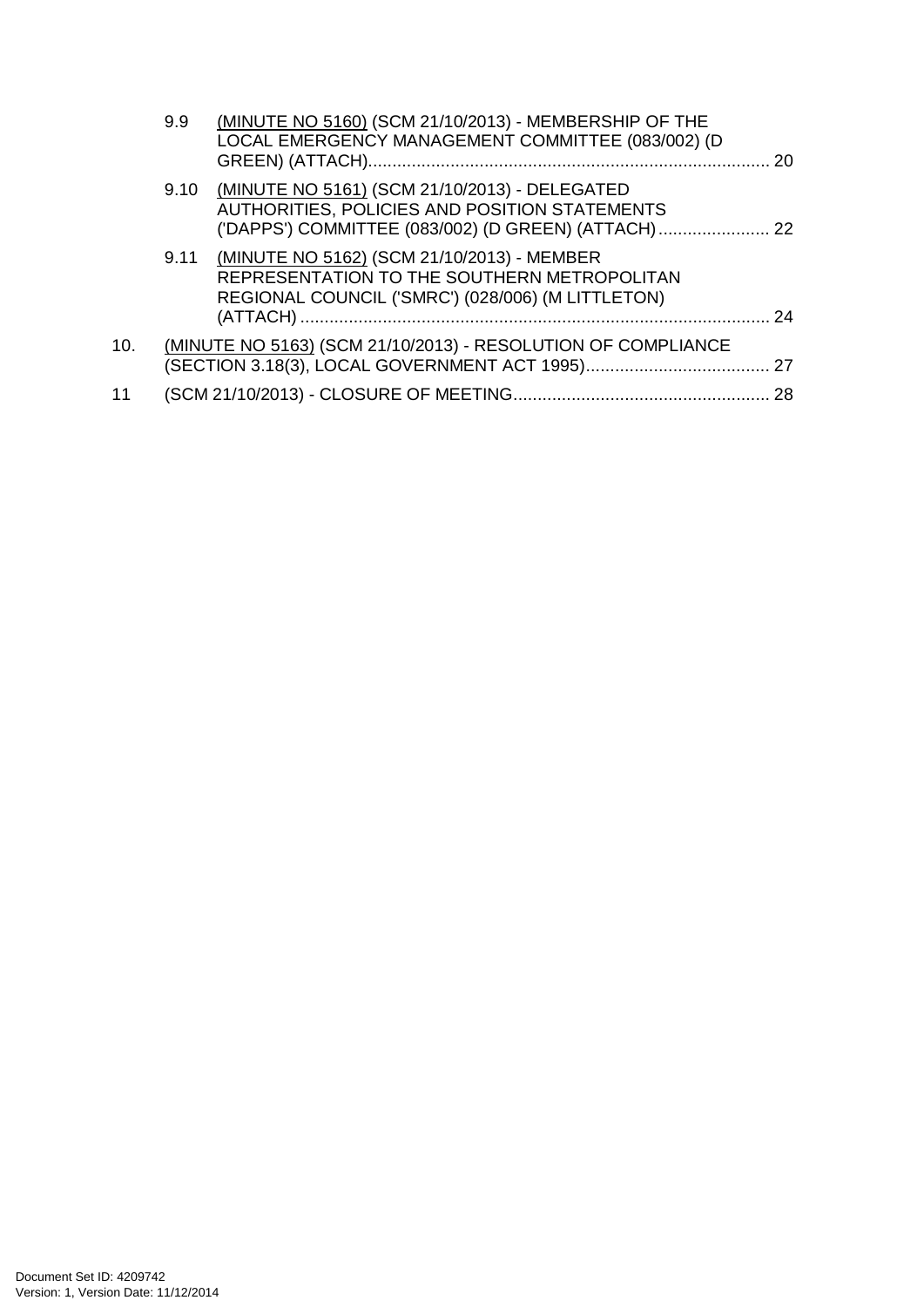9.9 (MINUTE NO 5160) (SCM 21/10/2013) - MEMBERSHIP OF THE LOCAL EMERGENCY MANAGEMENT COMMITTEE (083/002) (D GREEN) (ATTACH).................................................................................. 20

9.10 (MINUTE NO 5161) (SCM 21/10/2013) - DELEGATED AUTHORITIES, POLICIES AND POSITION STATEMENTS ('DAPPS') COMMITTEE (083/002) (D GREEN) (ATTACH)....................... 22

9.11 (MINUTE NO 5162) (SCM 21/10/2013) - MEMBER REPRESENTATION TO THE SOUTHERN METROPOLITAN REGIONAL COUNCIL ('SMRC') (028/006) (M LITTLETON) (ATTACH)................................................................................................ 24

10. (MINUTE NO 5163) (SCM 21/10/2013) - RESOLUTION OF COMPLIANCE (SECTION 3.18(3), LOCAL GOVERNMENT ACT 1995)...................................... 27

11 (SCM 21/10/2013) - CLOSURE OF MEETING..................................................... 28

Document Set ID: 4209742
Version: 1, Version Date: 11/12/2014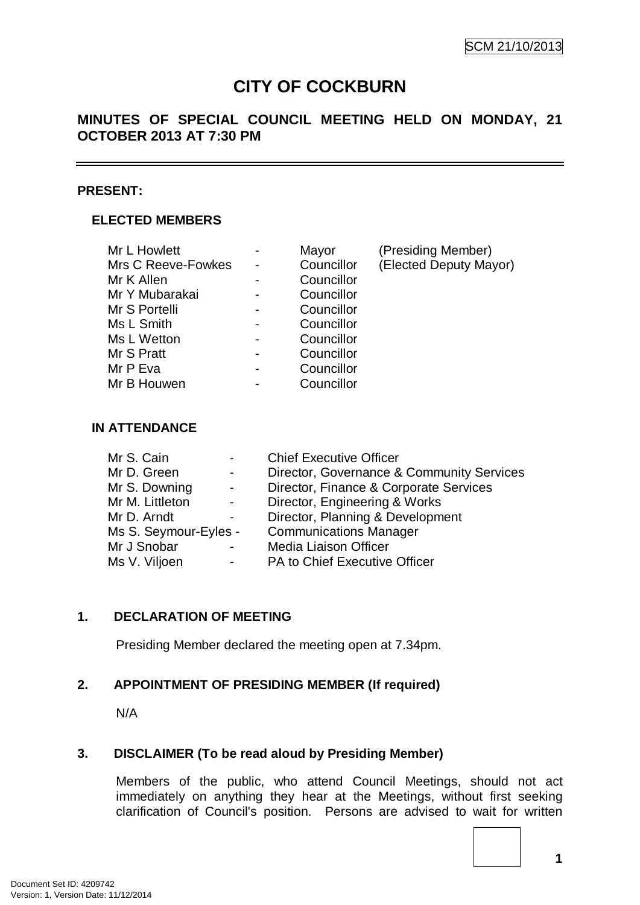# CITY OF COCKBURN

## MINUTES OF SPECIAL COUNCIL MEETING HELD ON MONDAY, 21 OCTOBER 2013 AT 7:30 PM

---

### PRESENT:

#### ELECTED MEMBERS

| | | | |
|---|---|---|---|
| Mr L Howlett | - | Mayor | (Presiding Member) |
| Mrs C Reeve-Fowkes | - | Councillor | (Elected Deputy Mayor) |
| Mr K Allen | - | Councillor | |
| Mr Y Mubarakai | - | Councillor | |
| Mr S Portelli | - | Councillor | |
| Ms L Smith | - | Councillor | |
| Ms L Wetton | - | Councillor | |
| Mr S Pratt | - | Councillor | |
| Mr P Eva | - | Councillor | |
| Mr B Houwen | - | Councillor | |

#### IN ATTENDANCE

| | | |
|---|---|---|
| Mr S. Cain | - | Chief Executive Officer |
| Mr D. Green | - | Director, Governance & Community Services |
| Mr S. Downing | - | Director, Finance & Corporate Services |
| Mr M. Littleton | - | Director, Engineering & Works |
| Mr D. Arndt | - | Director, Planning & Development |
| Ms S. Seymour-Eyles | - | Communications Manager |
| Mr J Snobar | - | Media Liaison Officer |
| Ms V. Viljoen | - | PA to Chief Executive Officer |

### 1. DECLARATION OF MEETING

Presiding Member declared the meeting open at 7.34pm.

### 2. APPOINTMENT OF PRESIDING MEMBER (If required)

N/A

### 3. DISCLAIMER (To be read aloud by Presiding Member)

Members of the public, who attend Council Meetings, should not act immediately on anything they hear at the Meetings, without first seeking clarification of Council's position. Persons are advised to wait for written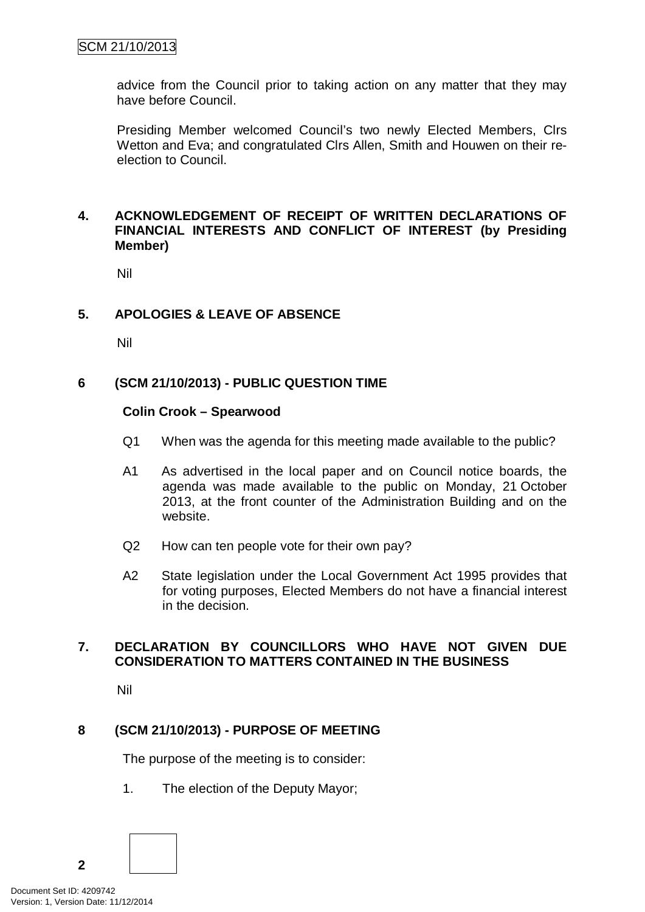advice from the Council prior to taking action on any matter that they may have before Council.

Presiding Member welcomed Council's two newly Elected Members, Clrs Wetton and Eva; and congratulated Clrs Allen, Smith and Houwen on their re-election to Council.

## 4. ACKNOWLEDGEMENT OF RECEIPT OF WRITTEN DECLARATIONS OF FINANCIAL INTERESTS AND CONFLICT OF INTEREST (by Presiding Member)

Nil

## 5. APOLOGIES & LEAVE OF ABSENCE

Nil

## 6 (SCM 21/10/2013) - PUBLIC QUESTION TIME

**Colin Crook – Spearwood**

Q1 When was the agenda for this meeting made available to the public?

A1 As advertised in the local paper and on Council notice boards, the agenda was made available to the public on Monday, 21 October 2013, at the front counter of the Administration Building and on the website.

Q2 How can ten people vote for their own pay?

A2 State legislation under the Local Government Act 1995 provides that for voting purposes, Elected Members do not have a financial interest in the decision.

## 7. DECLARATION BY COUNCILLORS WHO HAVE NOT GIVEN DUE CONSIDERATION TO MATTERS CONTAINED IN THE BUSINESS

Nil

## 8 (SCM 21/10/2013) - PURPOSE OF MEETING

The purpose of the meeting is to consider:

1. The election of the Deputy Mayor;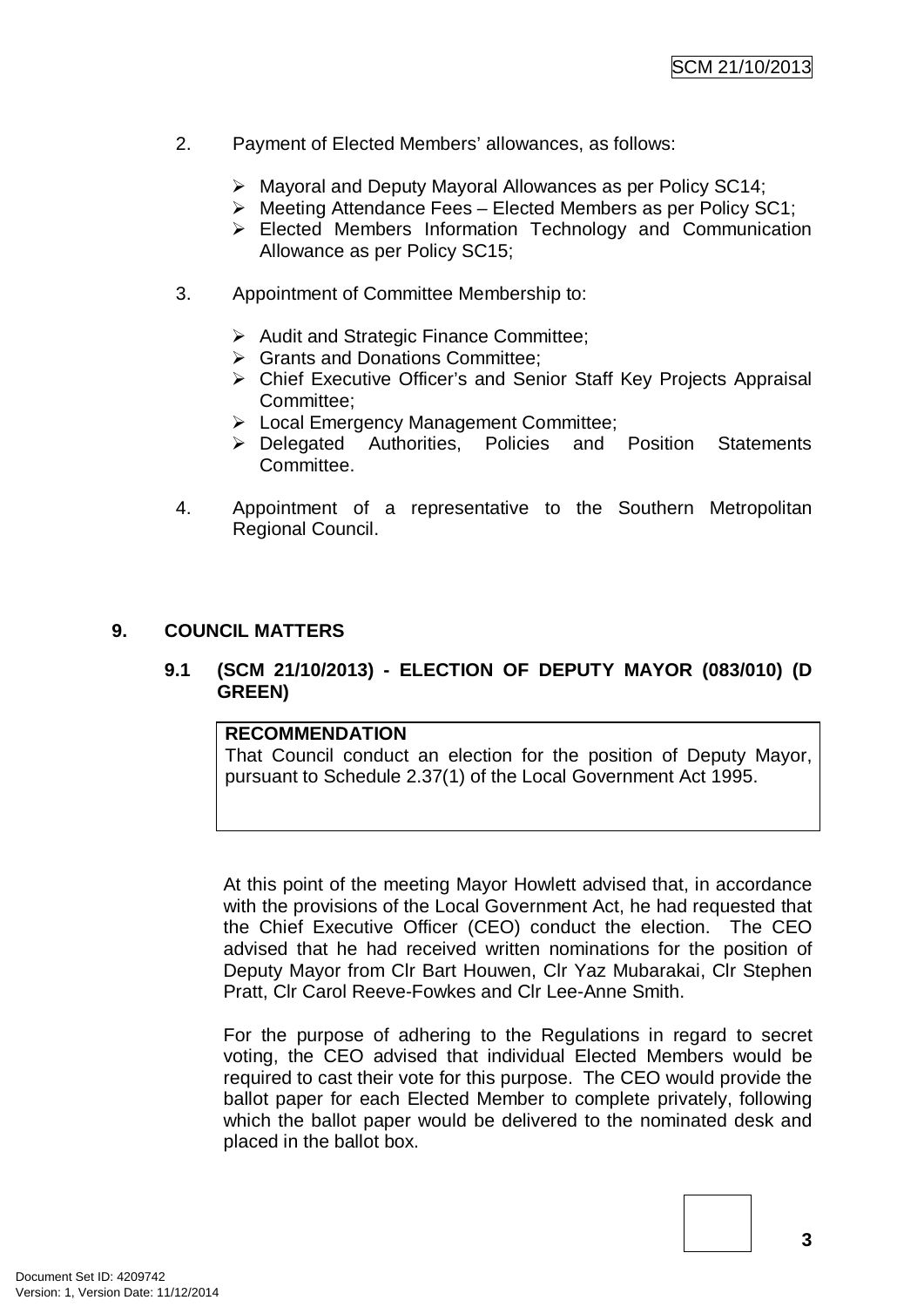2. Payment of Elected Members' allowances, as follows:

   - Mayoral and Deputy Mayoral Allowances as per Policy SC14;
   - Meeting Attendance Fees – Elected Members as per Policy SC1;
   - Elected Members Information Technology and Communication Allowance as per Policy SC15;

3. Appointment of Committee Membership to:

   - Audit and Strategic Finance Committee;
   - Grants and Donations Committee;
   - Chief Executive Officer's and Senior Staff Key Projects Appraisal Committee;
   - Local Emergency Management Committee;
   - Delegated Authorities, Policies and Position Statements Committee.

4. Appointment of a representative to the Southern Metropolitan Regional Council.

## 9. COUNCIL MATTERS

### 9.1 (SCM 21/10/2013) - ELECTION OF DEPUTY MAYOR (083/010) (D GREEN)

**RECOMMENDATION**
That Council conduct an election for the position of Deputy Mayor, pursuant to Schedule 2.37(1) of the Local Government Act 1995.

At this point of the meeting Mayor Howlett advised that, in accordance with the provisions of the Local Government Act, he had requested that the Chief Executive Officer (CEO) conduct the election. The CEO advised that he had received written nominations for the position of Deputy Mayor from Clr Bart Houwen, Clr Yaz Mubarakai, Clr Stephen Pratt, Clr Carol Reeve-Fowkes and Clr Lee-Anne Smith.

For the purpose of adhering to the Regulations in regard to secret voting, the CEO advised that individual Elected Members would be required to cast their vote for this purpose. The CEO would provide the ballot paper for each Elected Member to complete privately, following which the ballot paper would be delivered to the nominated desk and placed in the ballot box.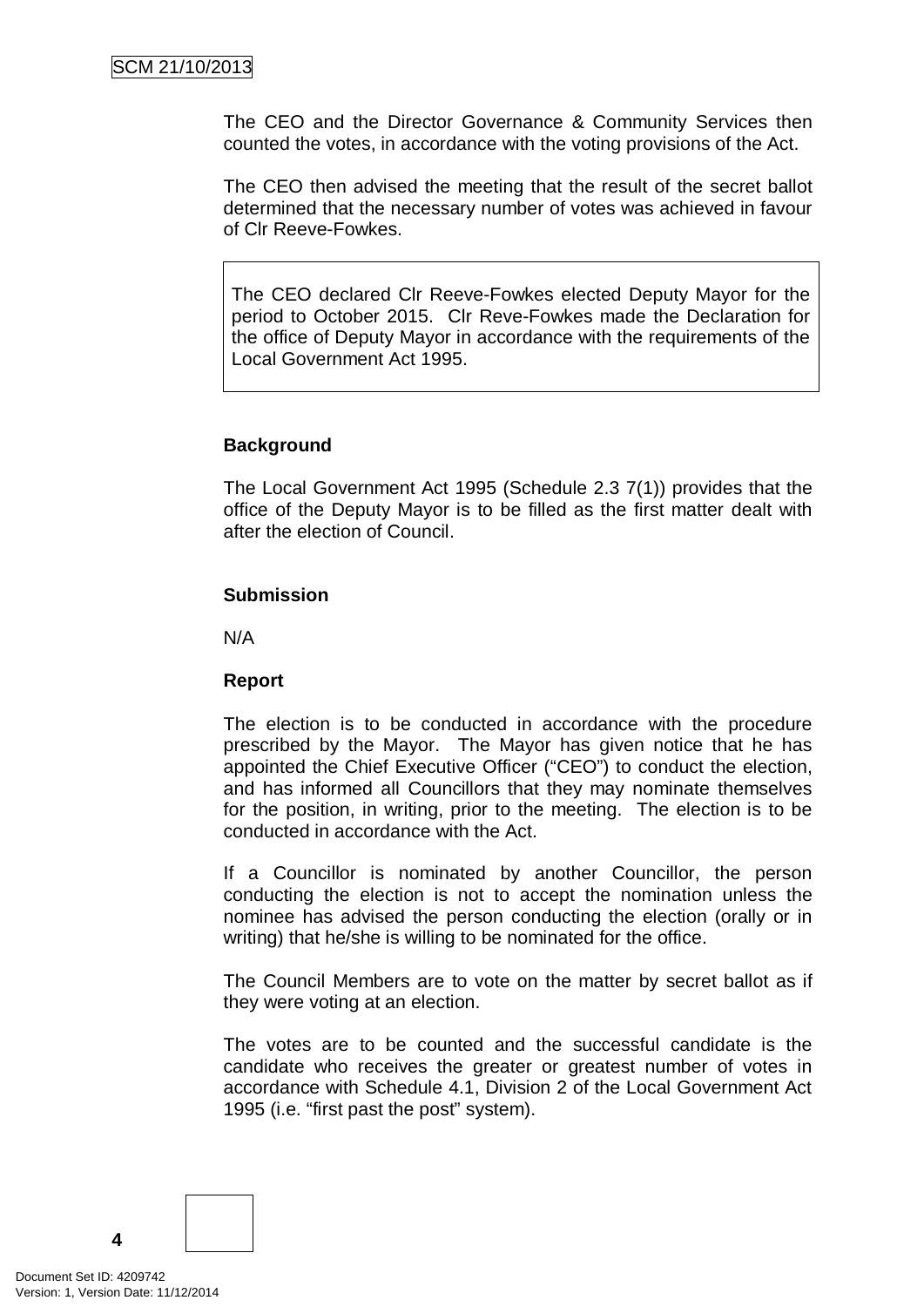The CEO and the Director Governance & Community Services then counted the votes, in accordance with the voting provisions of the Act.

The CEO then advised the meeting that the result of the secret ballot determined that the necessary number of votes was achieved in favour of Clr Reeve-Fowkes.

> The CEO declared Clr Reeve-Fowkes elected Deputy Mayor for the period to October 2015. Clr Reve-Fowkes made the Declaration for the office of Deputy Mayor in accordance with the requirements of the Local Government Act 1995.

**Background**

The Local Government Act 1995 (Schedule 2.3 7(1)) provides that the office of the Deputy Mayor is to be filled as the first matter dealt with after the election of Council.

**Submission**

N/A

**Report**

The election is to be conducted in accordance with the procedure prescribed by the Mayor. The Mayor has given notice that he has appointed the Chief Executive Officer ("CEO") to conduct the election, and has informed all Councillors that they may nominate themselves for the position, in writing, prior to the meeting. The election is to be conducted in accordance with the Act.

If a Councillor is nominated by another Councillor, the person conducting the election is not to accept the nomination unless the nominee has advised the person conducting the election (orally or in writing) that he/she is willing to be nominated for the office.

The Council Members are to vote on the matter by secret ballot as if they were voting at an election.

The votes are to be counted and the successful candidate is the candidate who receives the greater or greatest number of votes in accordance with Schedule 4.1, Division 2 of the Local Government Act 1995 (i.e. "first past the post" system).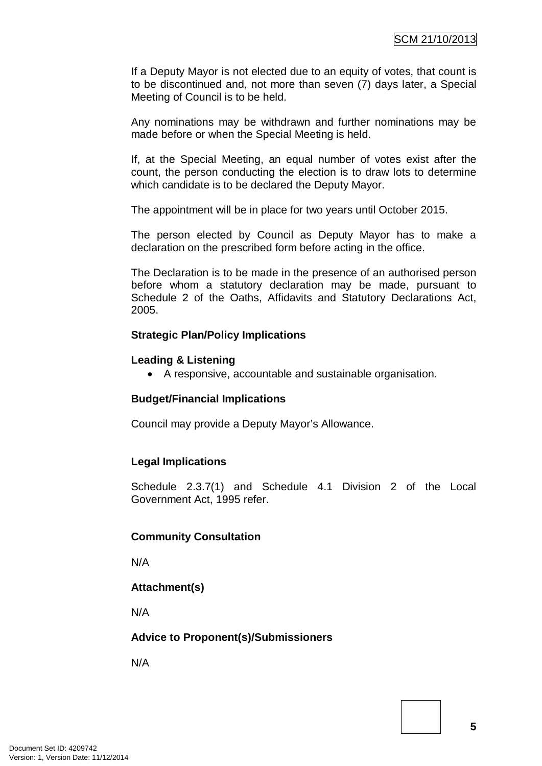If a Deputy Mayor is not elected due to an equity of votes, that count is to be discontinued and, not more than seven (7) days later, a Special Meeting of Council is to be held.

Any nominations may be withdrawn and further nominations may be made before or when the Special Meeting is held.

If, at the Special Meeting, an equal number of votes exist after the count, the person conducting the election is to draw lots to determine which candidate is to be declared the Deputy Mayor.

The appointment will be in place for two years until October 2015.

The person elected by Council as Deputy Mayor has to make a declaration on the prescribed form before acting in the office.

The Declaration is to be made in the presence of an authorised person before whom a statutory declaration may be made, pursuant to Schedule 2 of the Oaths, Affidavits and Statutory Declarations Act, 2005.

**Strategic Plan/Policy Implications**

**Leading & Listening**

- A responsive, accountable and sustainable organisation.

**Budget/Financial Implications**

Council may provide a Deputy Mayor's Allowance.

**Legal Implications**

Schedule 2.3.7(1) and Schedule 4.1 Division 2 of the Local Government Act, 1995 refer.

**Community Consultation**

N/A

**Attachment(s)**

N/A

**Advice to Proponent(s)/Submissioners**

N/A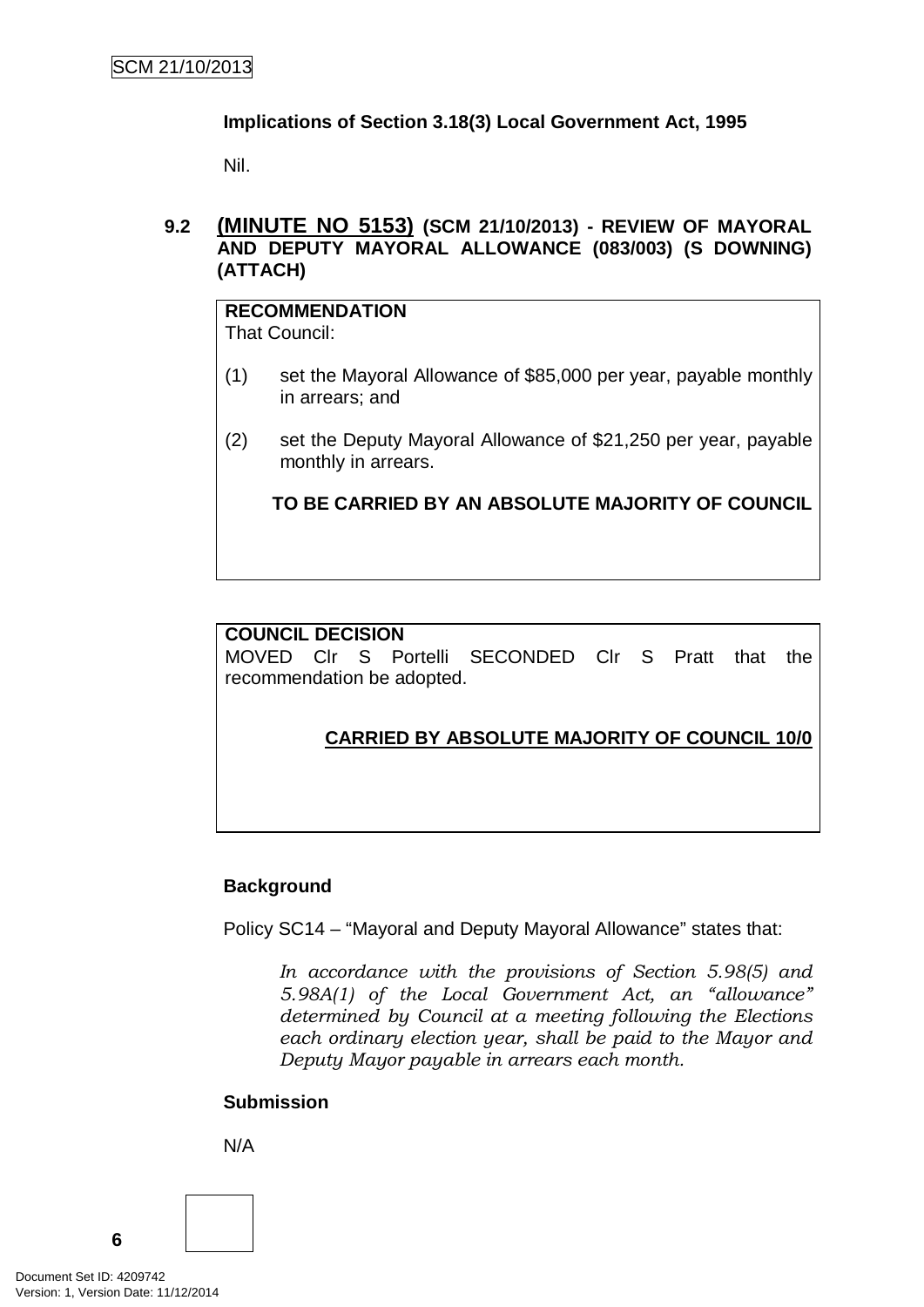**Implications of Section 3.18(3) Local Government Act, 1995**

Nil.

## 9.2 (MINUTE NO 5153) (SCM 21/10/2013) - REVIEW OF MAYORAL AND DEPUTY MAYORAL ALLOWANCE (083/003) (S DOWNING) (ATTACH)

**RECOMMENDATION**

That Council:

(1) set the Mayoral Allowance of $85,000 per year, payable monthly in arrears; and

(2) set the Deputy Mayoral Allowance of $21,250 per year, payable monthly in arrears.

**TO BE CARRIED BY AN ABSOLUTE MAJORITY OF COUNCIL**

**COUNCIL DECISION**

MOVED Clr S Portelli SECONDED Clr S Pratt that the recommendation be adopted.

**CARRIED BY ABSOLUTE MAJORITY OF COUNCIL 10/0**

**Background**

Policy SC14 – "Mayoral and Deputy Mayoral Allowance" states that:

*In accordance with the provisions of Section 5.98(5) and 5.98A(1) of the Local Government Act, an "allowance" determined by Council at a meeting following the Elections each ordinary election year, shall be paid to the Mayor and Deputy Mayor payable in arrears each month.*

**Submission**

N/A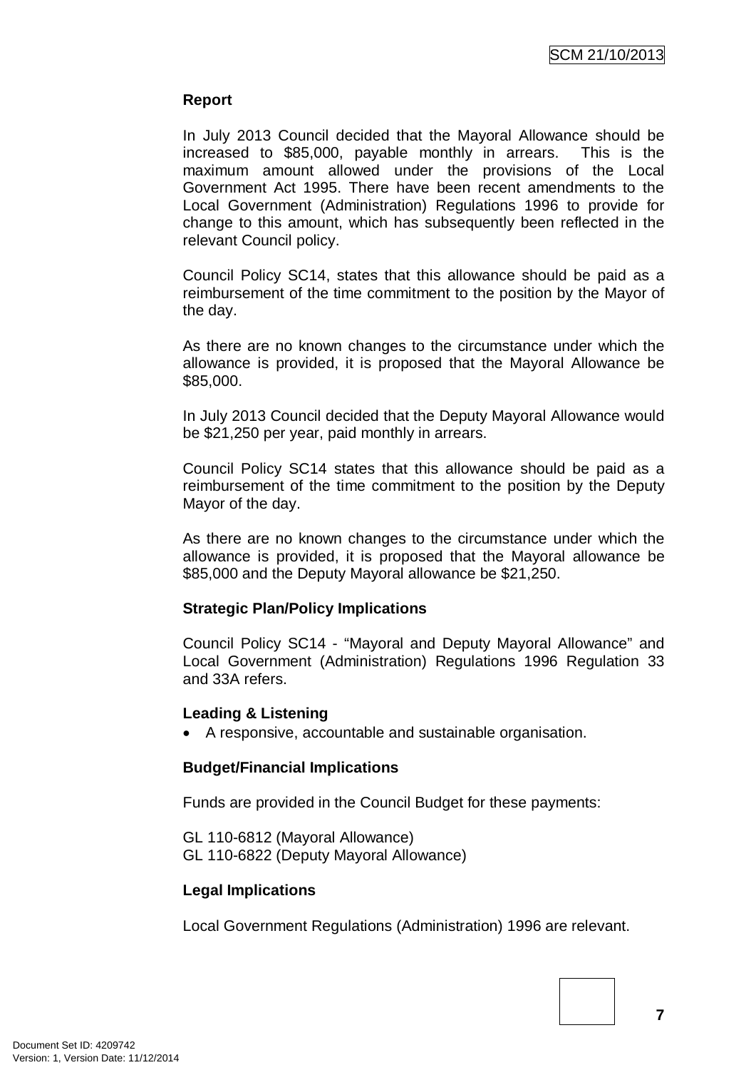**Report**

In July 2013 Council decided that the Mayoral Allowance should be increased to $85,000, payable monthly in arrears. This is the maximum amount allowed under the provisions of the Local Government Act 1995. There have been recent amendments to the Local Government (Administration) Regulations 1996 to provide for change to this amount, which has subsequently been reflected in the relevant Council policy.

Council Policy SC14, states that this allowance should be paid as a reimbursement of the time commitment to the position by the Mayor of the day.

As there are no known changes to the circumstance under which the allowance is provided, it is proposed that the Mayoral Allowance be $85,000.

In July 2013 Council decided that the Deputy Mayoral Allowance would be $21,250 per year, paid monthly in arrears.

Council Policy SC14 states that this allowance should be paid as a reimbursement of the time commitment to the position by the Deputy Mayor of the day.

As there are no known changes to the circumstance under which the allowance is provided, it is proposed that the Mayoral allowance be $85,000 and the Deputy Mayoral allowance be $21,250.

**Strategic Plan/Policy Implications**

Council Policy SC14 - "Mayoral and Deputy Mayoral Allowance" and Local Government (Administration) Regulations 1996 Regulation 33 and 33A refers.

**Leading & Listening**

- A responsive, accountable and sustainable organisation.

**Budget/Financial Implications**

Funds are provided in the Council Budget for these payments:

GL 110-6812 (Mayoral Allowance)
GL 110-6822 (Deputy Mayoral Allowance)

**Legal Implications**

Local Government Regulations (Administration) 1996 are relevant.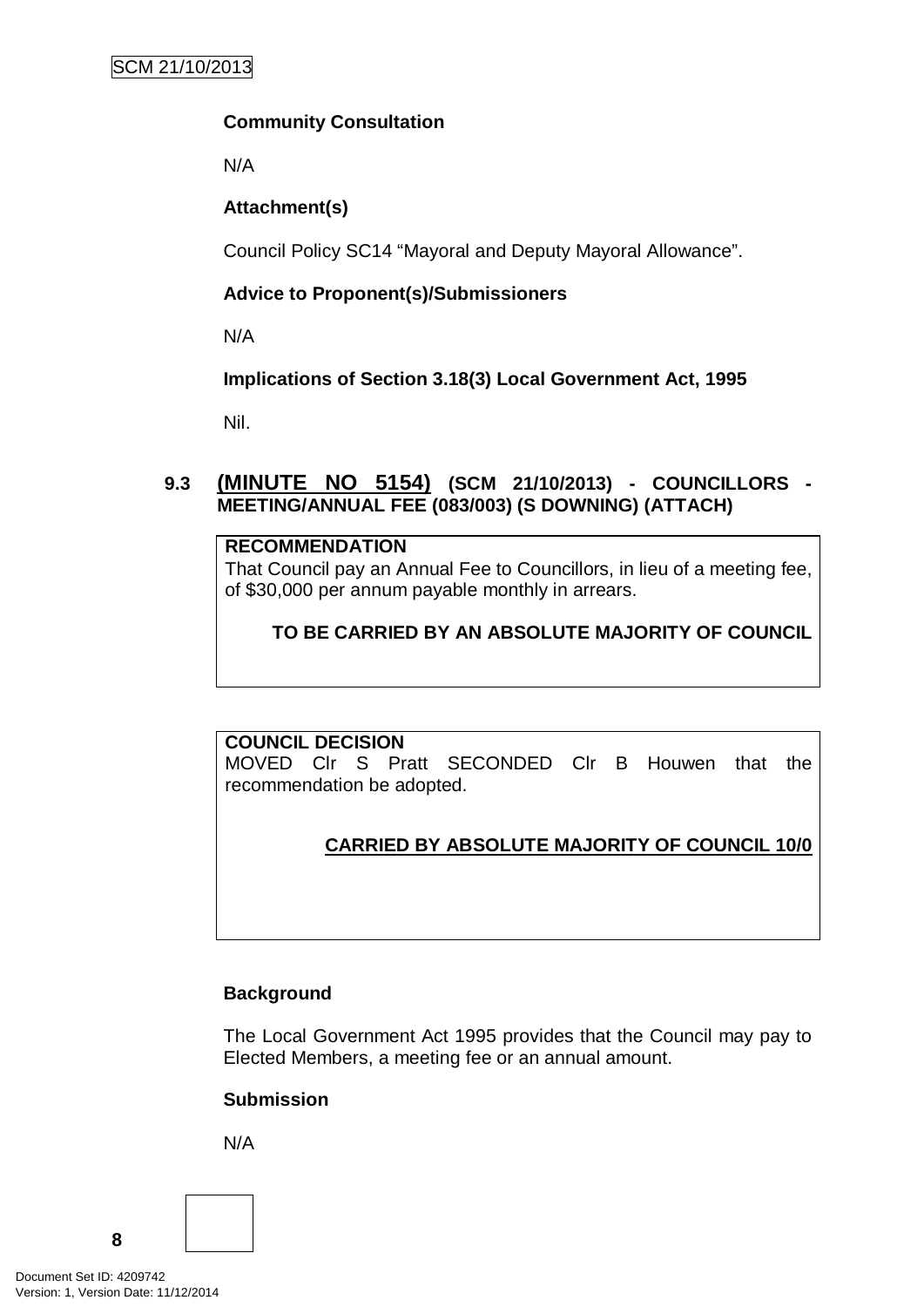**Community Consultation**

N/A

**Attachment(s)**

Council Policy SC14 “Mayoral and Deputy Mayoral Allowance”.

**Advice to Proponent(s)/Submissioners**

N/A

**Implications of Section 3.18(3) Local Government Act, 1995**

Nil.

## 9.3 (MINUTE NO 5154) (SCM 21/10/2013) - COUNCILLORS - MEETING/ANNUAL FEE (083/003) (S DOWNING) (ATTACH)

**RECOMMENDATION**

That Council pay an Annual Fee to Councillors, in lieu of a meeting fee, of $30,000 per annum payable monthly in arrears.

**TO BE CARRIED BY AN ABSOLUTE MAJORITY OF COUNCIL**

**COUNCIL DECISION**

MOVED Clr S Pratt SECONDED Clr B Houwen that the recommendation be adopted.

**CARRIED BY ABSOLUTE MAJORITY OF COUNCIL 10/0**

**Background**

The Local Government Act 1995 provides that the Council may pay to Elected Members, a meeting fee or an annual amount.

**Submission**

N/A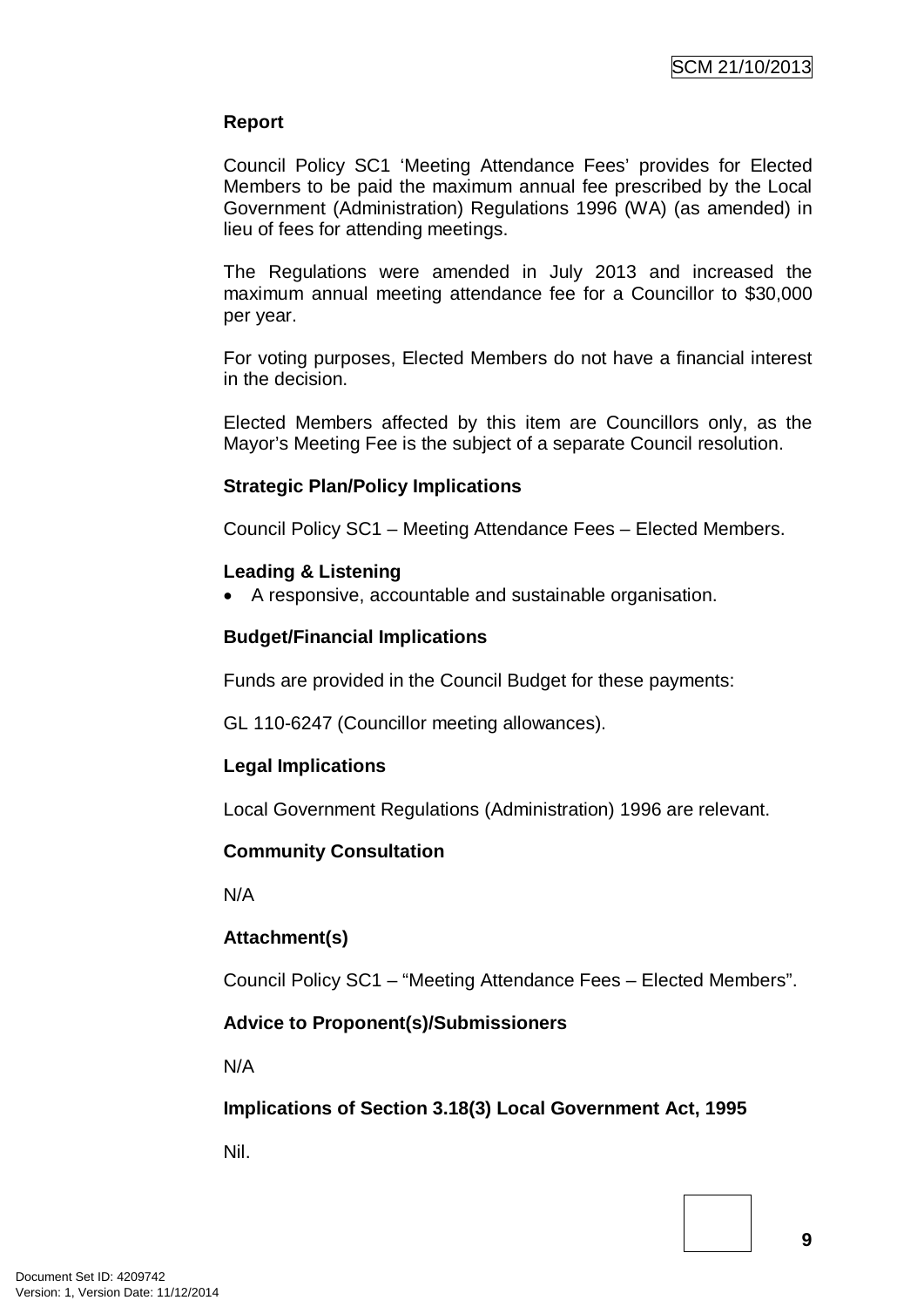**Report**

Council Policy SC1 'Meeting Attendance Fees' provides for Elected Members to be paid the maximum annual fee prescribed by the Local Government (Administration) Regulations 1996 (WA) (as amended) in lieu of fees for attending meetings.

The Regulations were amended in July 2013 and increased the maximum annual meeting attendance fee for a Councillor to $30,000 per year.

For voting purposes, Elected Members do not have a financial interest in the decision.

Elected Members affected by this item are Councillors only, as the Mayor's Meeting Fee is the subject of a separate Council resolution.

**Strategic Plan/Policy Implications**

Council Policy SC1 – Meeting Attendance Fees – Elected Members.

**Leading & Listening**

- A responsive, accountable and sustainable organisation.

**Budget/Financial Implications**

Funds are provided in the Council Budget for these payments:

GL 110-6247 (Councillor meeting allowances).

**Legal Implications**

Local Government Regulations (Administration) 1996 are relevant.

**Community Consultation**

N/A

**Attachment(s)**

Council Policy SC1 – "Meeting Attendance Fees – Elected Members".

**Advice to Proponent(s)/Submissioners**

N/A

**Implications of Section 3.18(3) Local Government Act, 1995**

Nil.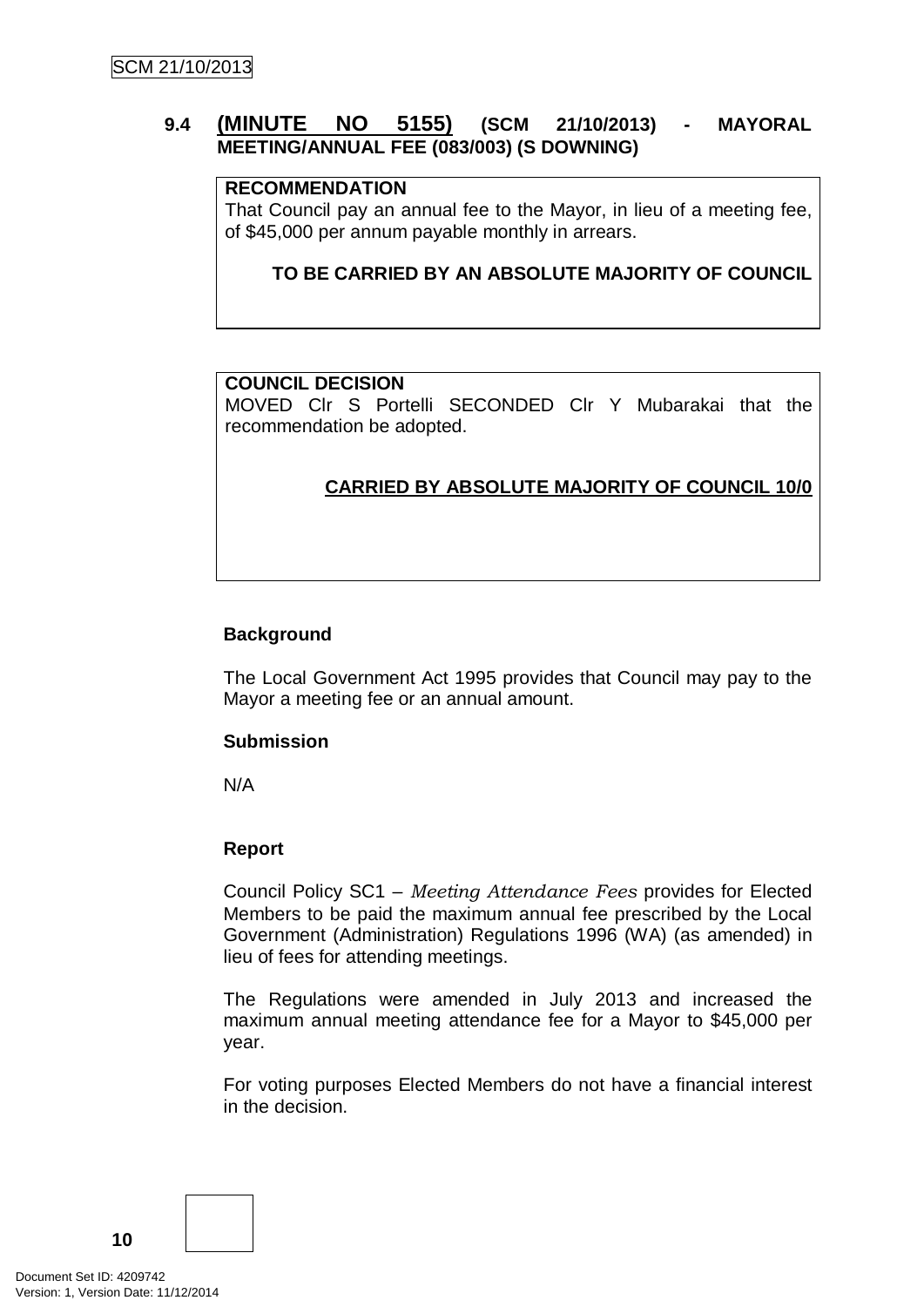### 9.4 (MINUTE NO 5155) (SCM 21/10/2013) - MAYORAL MEETING/ANNUAL FEE (083/003) (S DOWNING)

**RECOMMENDATION**

That Council pay an annual fee to the Mayor, in lieu of a meeting fee, of $45,000 per annum payable monthly in arrears.

**TO BE CARRIED BY AN ABSOLUTE MAJORITY OF COUNCIL**

**COUNCIL DECISION**

MOVED Clr S Portelli SECONDED Clr Y Mubarakai that the recommendation be adopted.

**CARRIED BY ABSOLUTE MAJORITY OF COUNCIL 10/0**

**Background**

The Local Government Act 1995 provides that Council may pay to the Mayor a meeting fee or an annual amount.

**Submission**

N/A

**Report**

Council Policy SC1 – *Meeting Attendance Fees* provides for Elected Members to be paid the maximum annual fee prescribed by the Local Government (Administration) Regulations 1996 (WA) (as amended) in lieu of fees for attending meetings.

The Regulations were amended in July 2013 and increased the maximum annual meeting attendance fee for a Mayor to $45,000 per year.

For voting purposes Elected Members do not have a financial interest in the decision.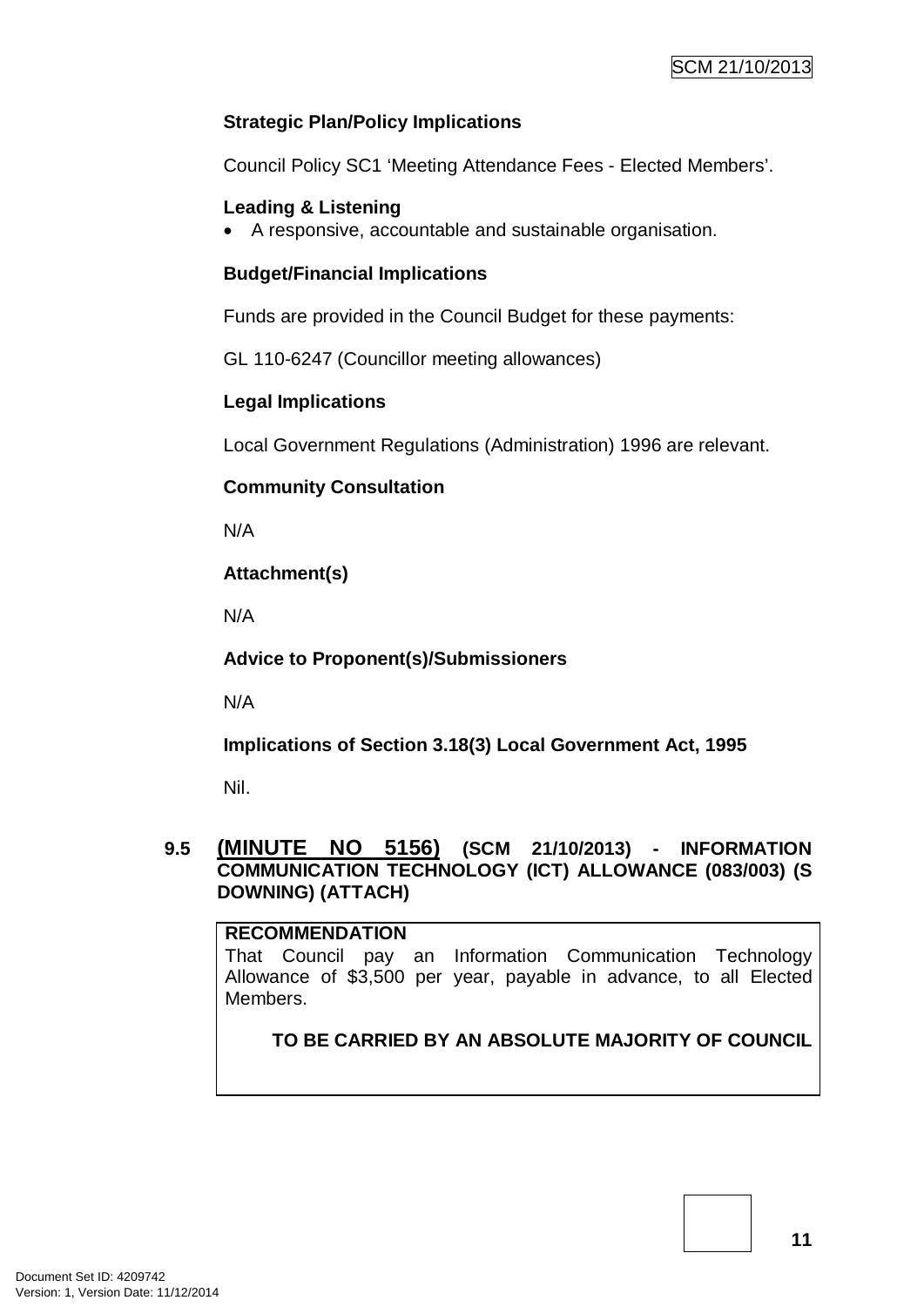**Strategic Plan/Policy Implications**

Council Policy SC1 'Meeting Attendance Fees - Elected Members'.

**Leading & Listening**

- A responsive, accountable and sustainable organisation.

**Budget/Financial Implications**

Funds are provided in the Council Budget for these payments:

GL 110-6247 (Councillor meeting allowances)

**Legal Implications**

Local Government Regulations (Administration) 1996 are relevant.

**Community Consultation**

N/A

**Attachment(s)**

N/A

**Advice to Proponent(s)/Submissioners**

N/A

**Implications of Section 3.18(3) Local Government Act, 1995**

Nil.

## 9.5 (MINUTE NO 5156) (SCM 21/10/2013) - INFORMATION COMMUNICATION TECHNOLOGY (ICT) ALLOWANCE (083/003) (S DOWNING) (ATTACH)

**RECOMMENDATION**

That Council pay an Information Communication Technology Allowance of $3,500 per year, payable in advance, to all Elected Members.

**TO BE CARRIED BY AN ABSOLUTE MAJORITY OF COUNCIL**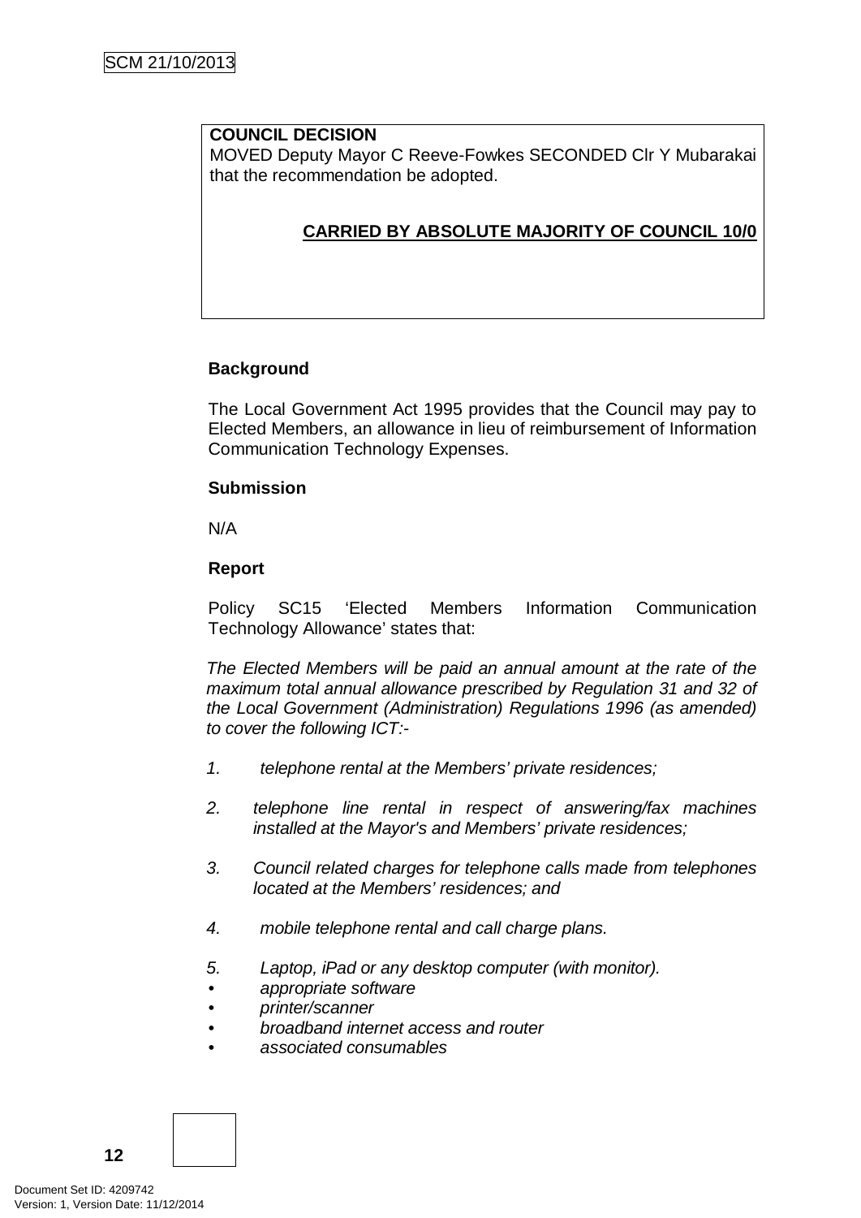**COUNCIL DECISION**

MOVED Deputy Mayor C Reeve-Fowkes SECONDED Clr Y Mubarakai that the recommendation be adopted.

**CARRIED BY ABSOLUTE MAJORITY OF COUNCIL 10/0**

### Background

The Local Government Act 1995 provides that the Council may pay to Elected Members, an allowance in lieu of reimbursement of Information Communication Technology Expenses.

### Submission

N/A

### Report

Policy SC15 'Elected Members Information Communication Technology Allowance' states that:

*The Elected Members will be paid an annual amount at the rate of the maximum total annual allowance prescribed by Regulation 31 and 32 of the Local Government (Administration) Regulations 1996 (as amended) to cover the following ICT:-*

1. *telephone rental at the Members' private residences;*
2. *telephone line rental in respect of answering/fax machines installed at the Mayor's and Members' private residences;*
3. *Council related charges for telephone calls made from telephones located at the Members' residences; and*
4. *mobile telephone rental and call charge plans.*
5. *Laptop, iPad or any desktop computer (with monitor).*
   - *appropriate software*
   - *printer/scanner*
   - *broadband internet access and router*
   - *associated consumables*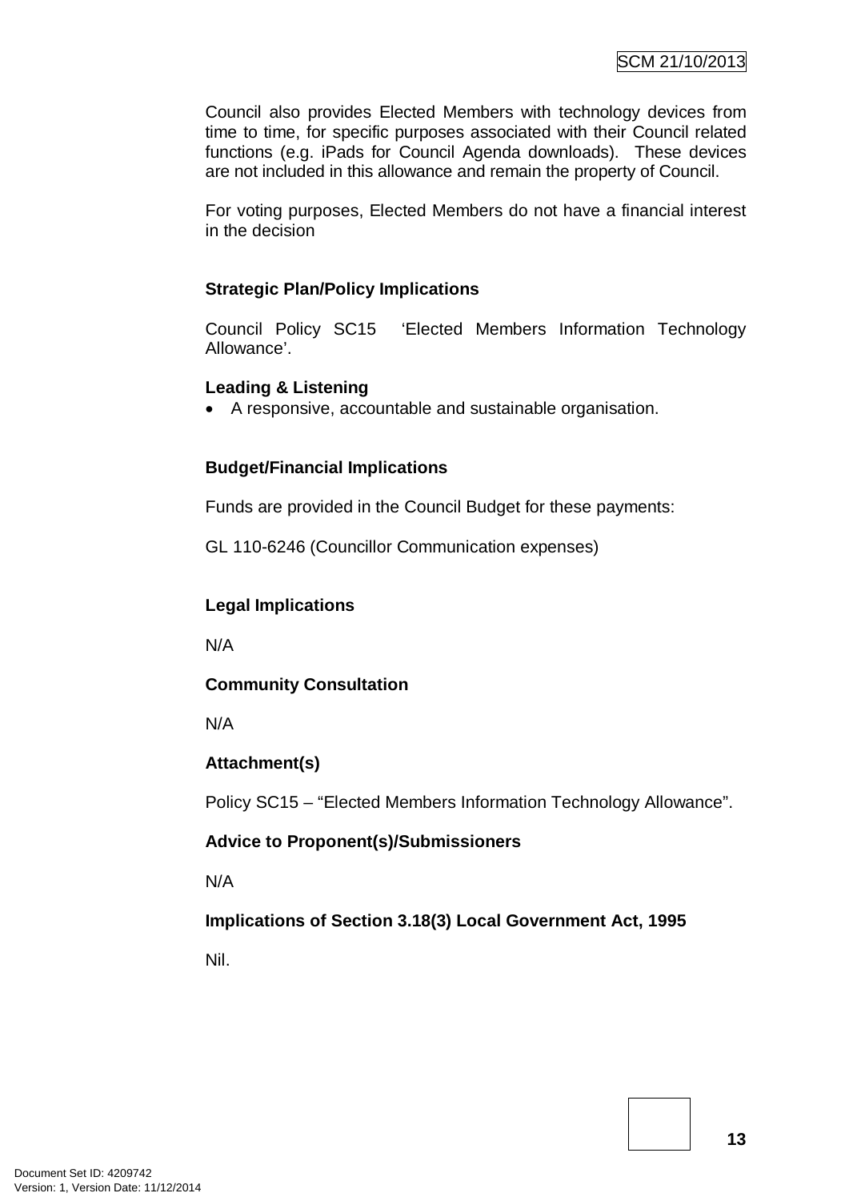Council also provides Elected Members with technology devices from time to time, for specific purposes associated with their Council related functions (e.g. iPads for Council Agenda downloads). These devices are not included in this allowance and remain the property of Council.

For voting purposes, Elected Members do not have a financial interest in the decision

**Strategic Plan/Policy Implications**

Council Policy SC15 'Elected Members Information Technology Allowance'.

**Leading & Listening**

- A responsive, accountable and sustainable organisation.

**Budget/Financial Implications**

Funds are provided in the Council Budget for these payments:

GL 110-6246 (Councillor Communication expenses)

**Legal Implications**

N/A

**Community Consultation**

N/A

**Attachment(s)**

Policy SC15 – "Elected Members Information Technology Allowance".

**Advice to Proponent(s)/Submissioners**

N/A

**Implications of Section 3.18(3) Local Government Act, 1995**

Nil.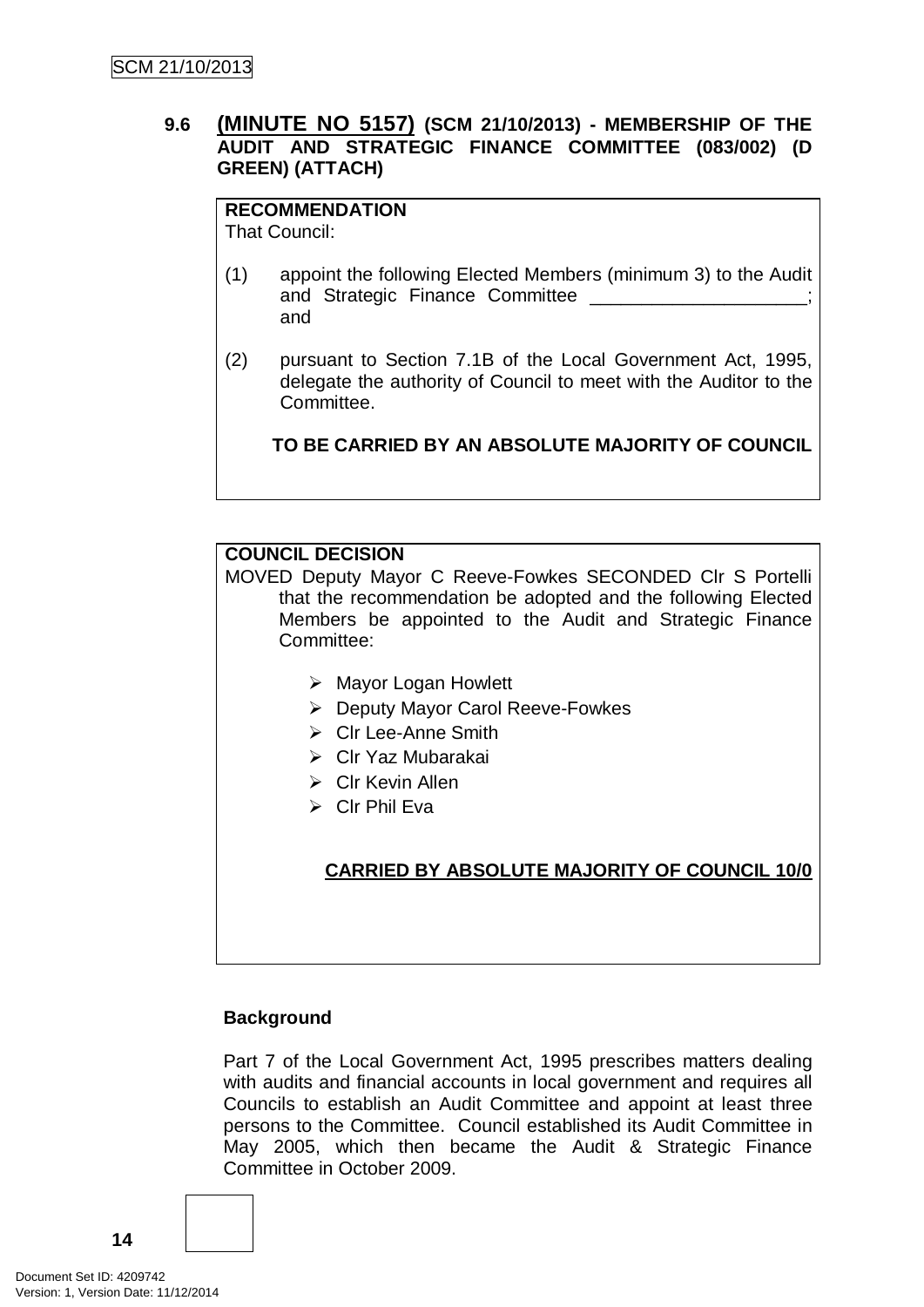### 9.6 (MINUTE NO 5157) (SCM 21/10/2013) - MEMBERSHIP OF THE AUDIT AND STRATEGIC FINANCE COMMITTEE (083/002) (D GREEN) (ATTACH)

**RECOMMENDATION**

That Council:

(1) appoint the following Elected Members (minimum 3) to the Audit and Strategic Finance Committee ____________________; and

(2) pursuant to Section 7.1B of the Local Government Act, 1995, delegate the authority of Council to meet with the Auditor to the Committee.

**TO BE CARRIED BY AN ABSOLUTE MAJORITY OF COUNCIL**

**COUNCIL DECISION**

MOVED Deputy Mayor C Reeve-Fowkes SECONDED Clr S Portelli that the recommendation be adopted and the following Elected Members be appointed to the Audit and Strategic Finance Committee:

- Mayor Logan Howlett
- Deputy Mayor Carol Reeve-Fowkes
- Clr Lee-Anne Smith
- Clr Yaz Mubarakai
- Clr Kevin Allen
- Clr Phil Eva

**CARRIED BY ABSOLUTE MAJORITY OF COUNCIL 10/0**

**Background**

Part 7 of the Local Government Act, 1995 prescribes matters dealing with audits and financial accounts in local government and requires all Councils to establish an Audit Committee and appoint at least three persons to the Committee. Council established its Audit Committee in May 2005, which then became the Audit & Strategic Finance Committee in October 2009.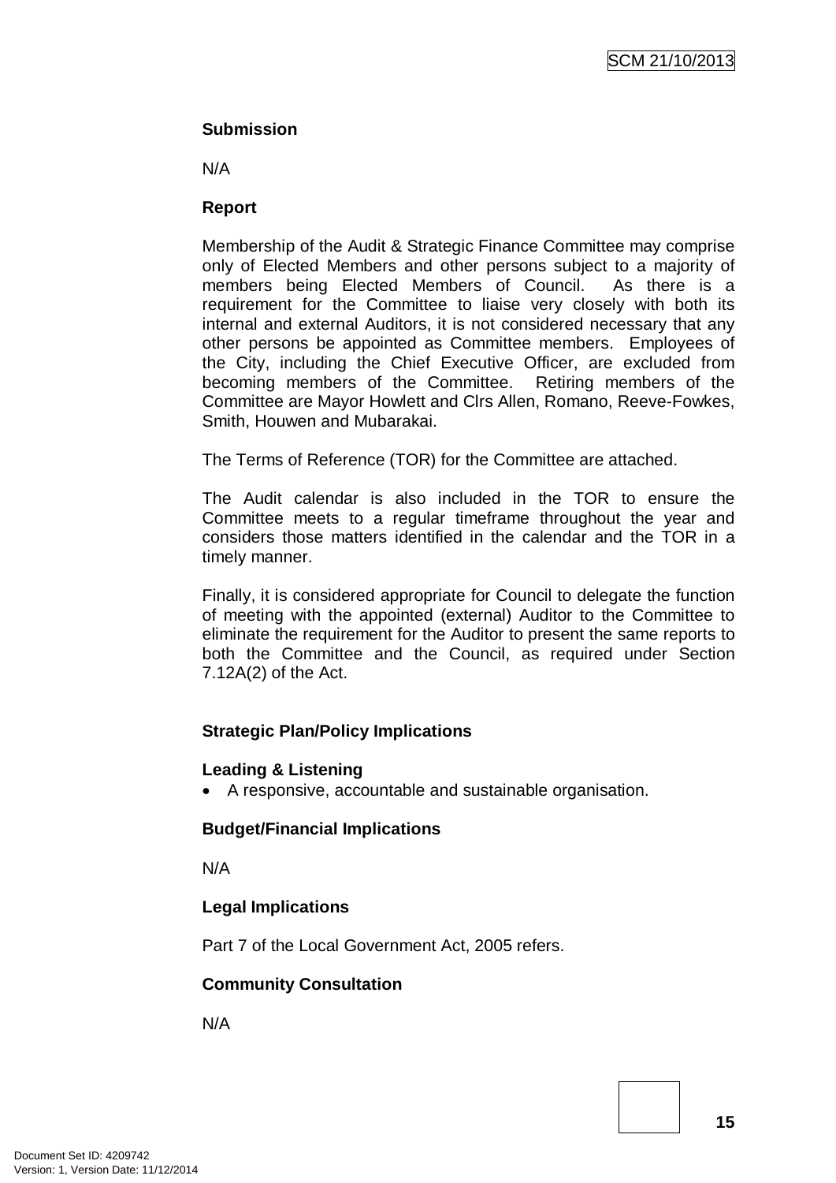**Submission**

N/A

**Report**

Membership of the Audit & Strategic Finance Committee may comprise only of Elected Members and other persons subject to a majority of members being Elected Members of Council. As there is a requirement for the Committee to liaise very closely with both its internal and external Auditors, it is not considered necessary that any other persons be appointed as Committee members. Employees of the City, including the Chief Executive Officer, are excluded from becoming members of the Committee. Retiring members of the Committee are Mayor Howlett and Clrs Allen, Romano, Reeve-Fowkes, Smith, Houwen and Mubarakai.

The Terms of Reference (TOR) for the Committee are attached.

The Audit calendar is also included in the TOR to ensure the Committee meets to a regular timeframe throughout the year and considers those matters identified in the calendar and the TOR in a timely manner.

Finally, it is considered appropriate for Council to delegate the function of meeting with the appointed (external) Auditor to the Committee to eliminate the requirement for the Auditor to present the same reports to both the Committee and the Council, as required under Section 7.12A(2) of the Act.

**Strategic Plan/Policy Implications**

**Leading & Listening**

- A responsive, accountable and sustainable organisation.

**Budget/Financial Implications**

N/A

**Legal Implications**

Part 7 of the Local Government Act, 2005 refers.

**Community Consultation**

N/A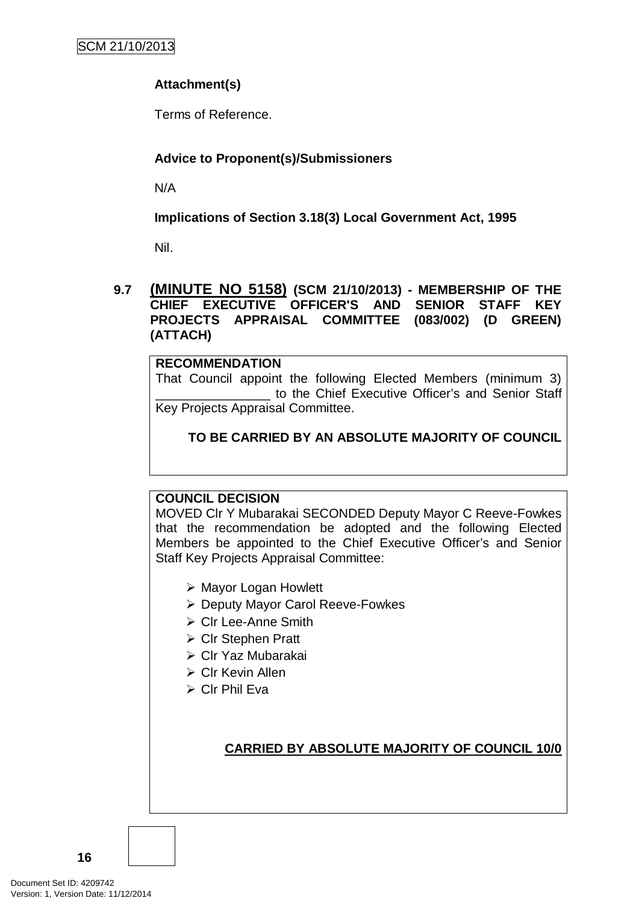**Attachment(s)**

Terms of Reference.

**Advice to Proponent(s)/Submissioners**

N/A

**Implications of Section 3.18(3) Local Government Act, 1995**

Nil.

### 9.7 (MINUTE NO 5158) (SCM 21/10/2013) - MEMBERSHIP OF THE CHIEF EXECUTIVE OFFICER'S AND SENIOR STAFF KEY PROJECTS APPRAISAL COMMITTEE (083/002) (D GREEN) (ATTACH)

**RECOMMENDATION**

That Council appoint the following Elected Members (minimum 3) ________________ to the Chief Executive Officer's and Senior Staff Key Projects Appraisal Committee.

**TO BE CARRIED BY AN ABSOLUTE MAJORITY OF COUNCIL**

**COUNCIL DECISION**

MOVED Clr Y Mubarakai SECONDED Deputy Mayor C Reeve-Fowkes that the recommendation be adopted and the following Elected Members be appointed to the Chief Executive Officer's and Senior Staff Key Projects Appraisal Committee:

- Mayor Logan Howlett
- Deputy Mayor Carol Reeve-Fowkes
- Clr Lee-Anne Smith
- Clr Stephen Pratt
- Clr Yaz Mubarakai
- Clr Kevin Allen
- Clr Phil Eva

**CARRIED BY ABSOLUTE MAJORITY OF COUNCIL 10/0**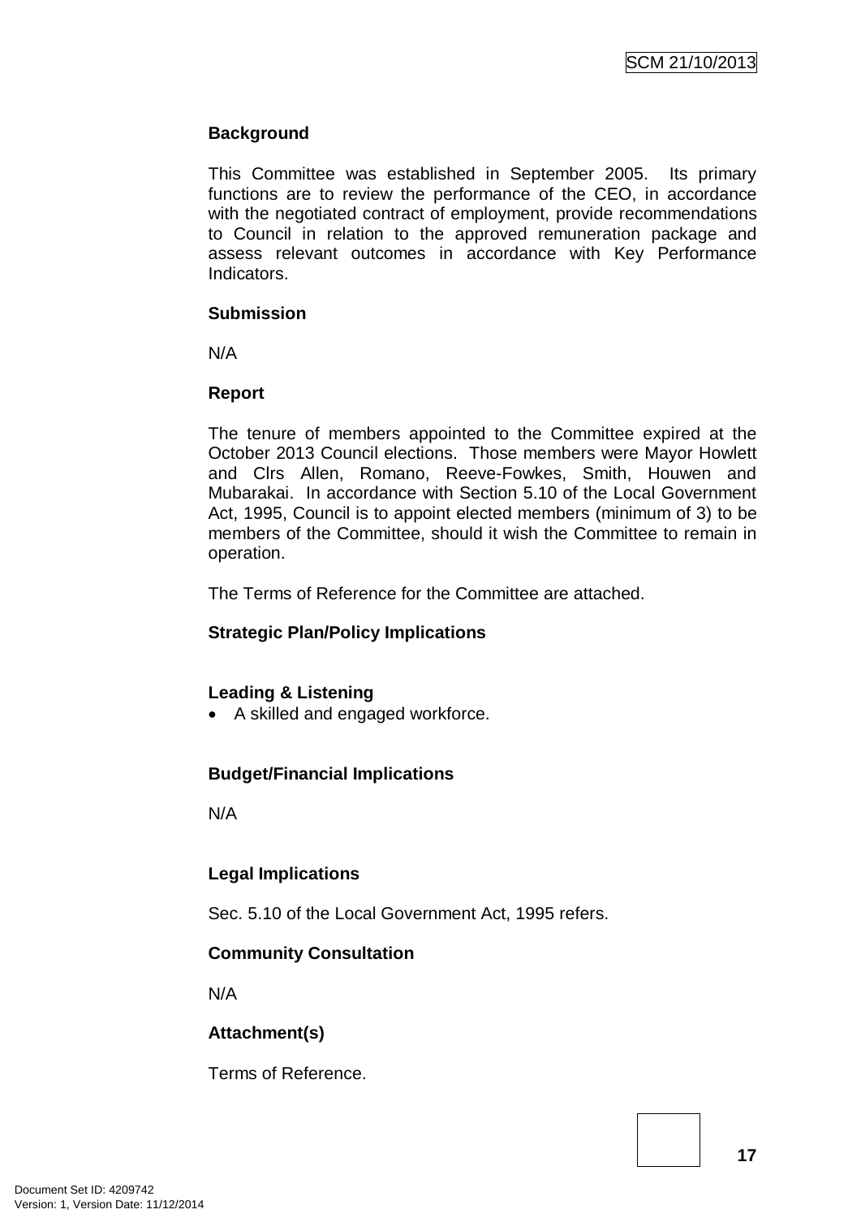**Background**

This Committee was established in September 2005. Its primary functions are to review the performance of the CEO, in accordance with the negotiated contract of employment, provide recommendations to Council in relation to the approved remuneration package and assess relevant outcomes in accordance with Key Performance Indicators.

**Submission**

N/A

**Report**

The tenure of members appointed to the Committee expired at the October 2013 Council elections. Those members were Mayor Howlett and Clrs Allen, Romano, Reeve-Fowkes, Smith, Houwen and Mubarakai. In accordance with Section 5.10 of the Local Government Act, 1995, Council is to appoint elected members (minimum of 3) to be members of the Committee, should it wish the Committee to remain in operation.

The Terms of Reference for the Committee are attached.

**Strategic Plan/Policy Implications**

**Leading & Listening**

- A skilled and engaged workforce.

**Budget/Financial Implications**

N/A

**Legal Implications**

Sec. 5.10 of the Local Government Act, 1995 refers.

**Community Consultation**

N/A

**Attachment(s)**

Terms of Reference.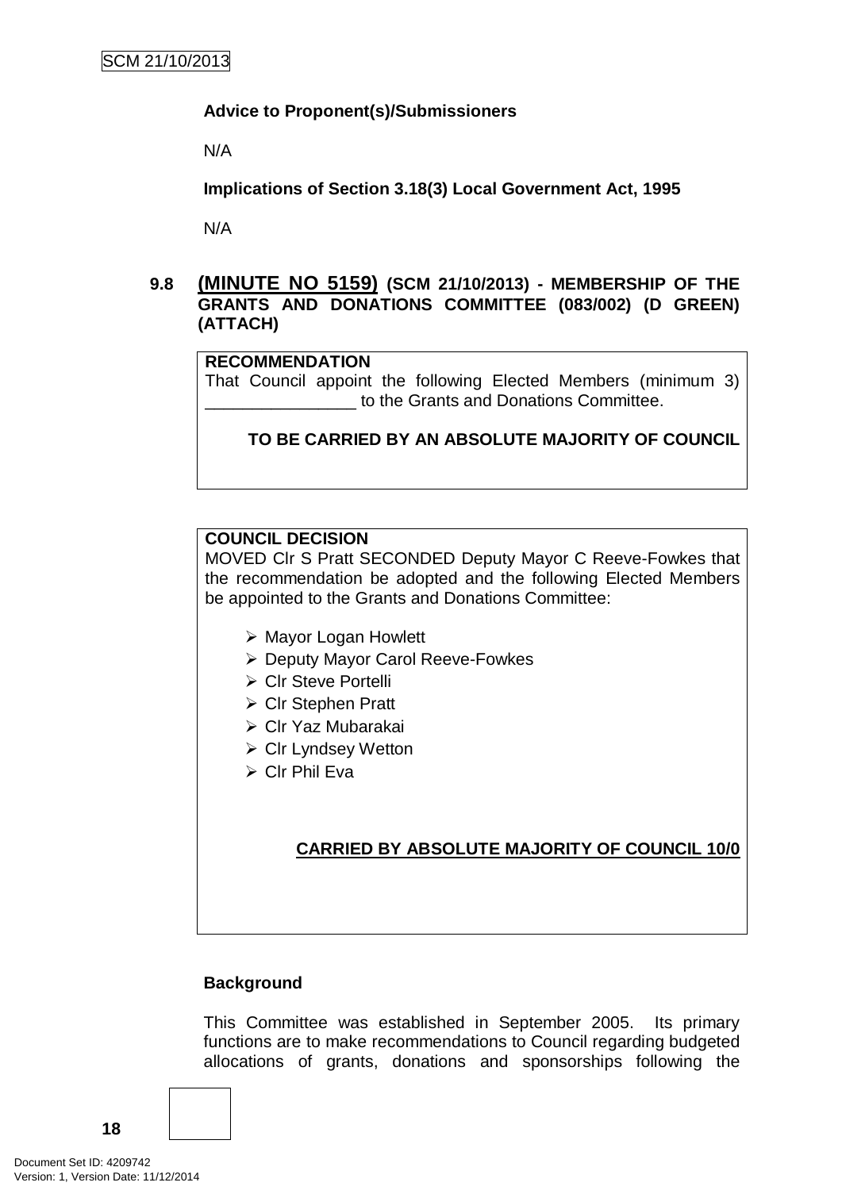**Advice to Proponent(s)/Submissioners**

N/A

**Implications of Section 3.18(3) Local Government Act, 1995**

N/A

### 9.8 (MINUTE NO 5159) (SCM 21/10/2013) - MEMBERSHIP OF THE GRANTS AND DONATIONS COMMITTEE (083/002) (D GREEN) (ATTACH)

**RECOMMENDATION**

That Council appoint the following Elected Members (minimum 3) ________________ to the Grants and Donations Committee.

**TO BE CARRIED BY AN ABSOLUTE MAJORITY OF COUNCIL**

**COUNCIL DECISION**

MOVED Clr S Pratt SECONDED Deputy Mayor C Reeve-Fowkes that the recommendation be adopted and the following Elected Members be appointed to the Grants and Donations Committee:

- Mayor Logan Howlett
- Deputy Mayor Carol Reeve-Fowkes
- Clr Steve Portelli
- Clr Stephen Pratt
- Clr Yaz Mubarakai
- Clr Lyndsey Wetton
- Clr Phil Eva

**CARRIED BY ABSOLUTE MAJORITY OF COUNCIL 10/0**

**Background**

This Committee was established in September 2005. Its primary functions are to make recommendations to Council regarding budgeted allocations of grants, donations and sponsorships following the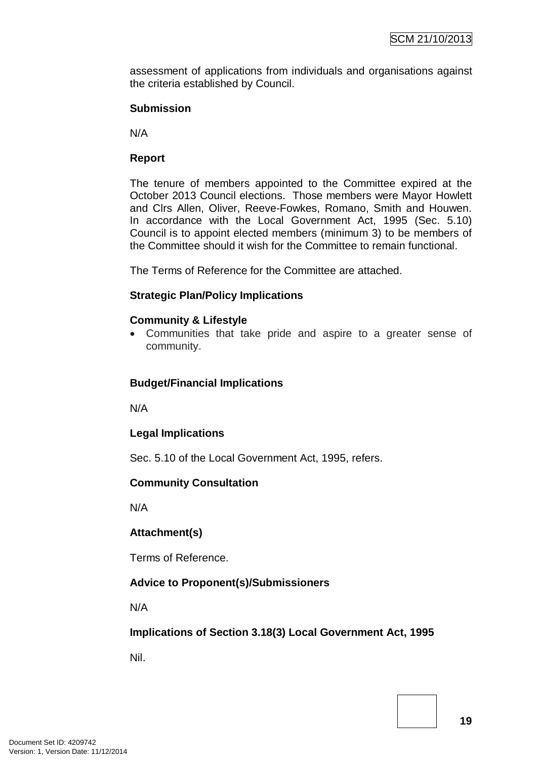assessment of applications from individuals and organisations against the criteria established by Council.

**Submission**

N/A

**Report**

The tenure of members appointed to the Committee expired at the October 2013 Council elections. Those members were Mayor Howlett and Clrs Allen, Oliver, Reeve-Fowkes, Romano, Smith and Houwen. In accordance with the Local Government Act, 1995 (Sec. 5.10) Council is to appoint elected members (minimum 3) to be members of the Committee should it wish for the Committee to remain functional.

The Terms of Reference for the Committee are attached.

**Strategic Plan/Policy Implications**

**Community & Lifestyle**

- Communities that take pride and aspire to a greater sense of community.

**Budget/Financial Implications**

N/A

**Legal Implications**

Sec. 5.10 of the Local Government Act, 1995, refers.

**Community Consultation**

N/A

**Attachment(s)**

Terms of Reference.

**Advice to Proponent(s)/Submissioners**

N/A

**Implications of Section 3.18(3) Local Government Act, 1995**

Nil.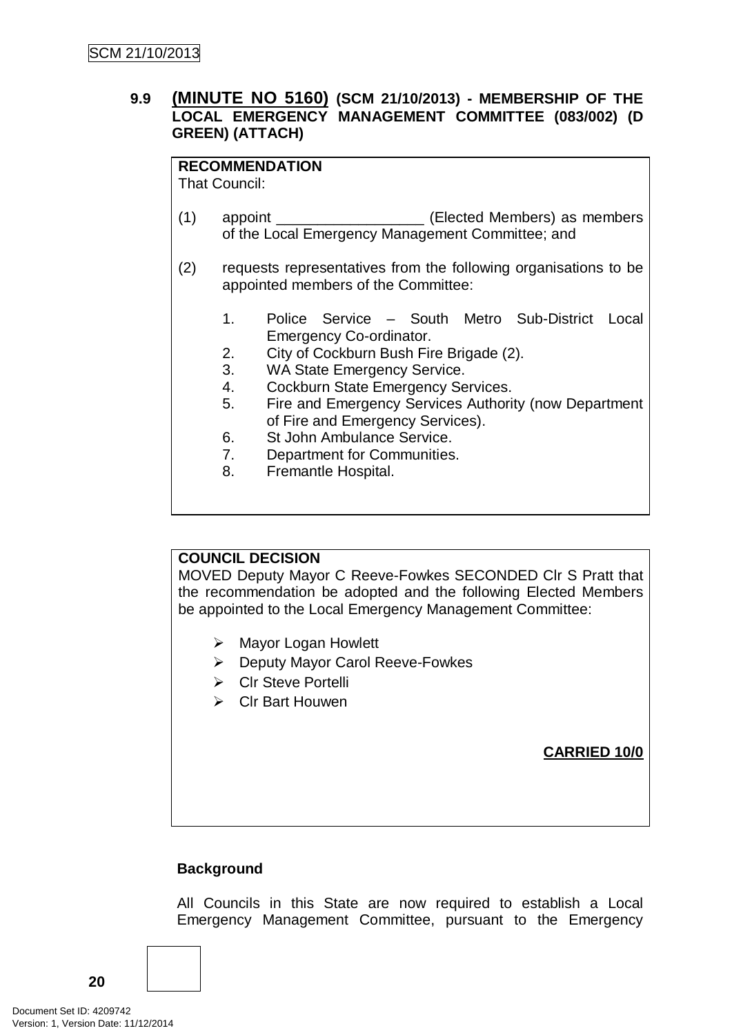### 9.9 (MINUTE NO 5160) (SCM 21/10/2013) - MEMBERSHIP OF THE LOCAL EMERGENCY MANAGEMENT COMMITTEE (083/002) (D GREEN) (ATTACH)

**RECOMMENDATION**
That Council:

(1) appoint _________________ (Elected Members) as members of the Local Emergency Management Committee; and

(2) requests representatives from the following organisations to be appointed members of the Committee:

1. Police Service – South Metro Sub-District Local Emergency Co-ordinator.
2. City of Cockburn Bush Fire Brigade (2).
3. WA State Emergency Service.
4. Cockburn State Emergency Services.
5. Fire and Emergency Services Authority (now Department of Fire and Emergency Services).
6. St John Ambulance Service.
7. Department for Communities.
8. Fremantle Hospital.

**COUNCIL DECISION**
MOVED Deputy Mayor C Reeve-Fowkes SECONDED Clr S Pratt that the recommendation be adopted and the following Elected Members be appointed to the Local Emergency Management Committee:

- Mayor Logan Howlett
- Deputy Mayor Carol Reeve-Fowkes
- Clr Steve Portelli
- Clr Bart Houwen

**CARRIED 10/0**

**Background**

All Councils in this State are now required to establish a Local Emergency Management Committee, pursuant to the Emergency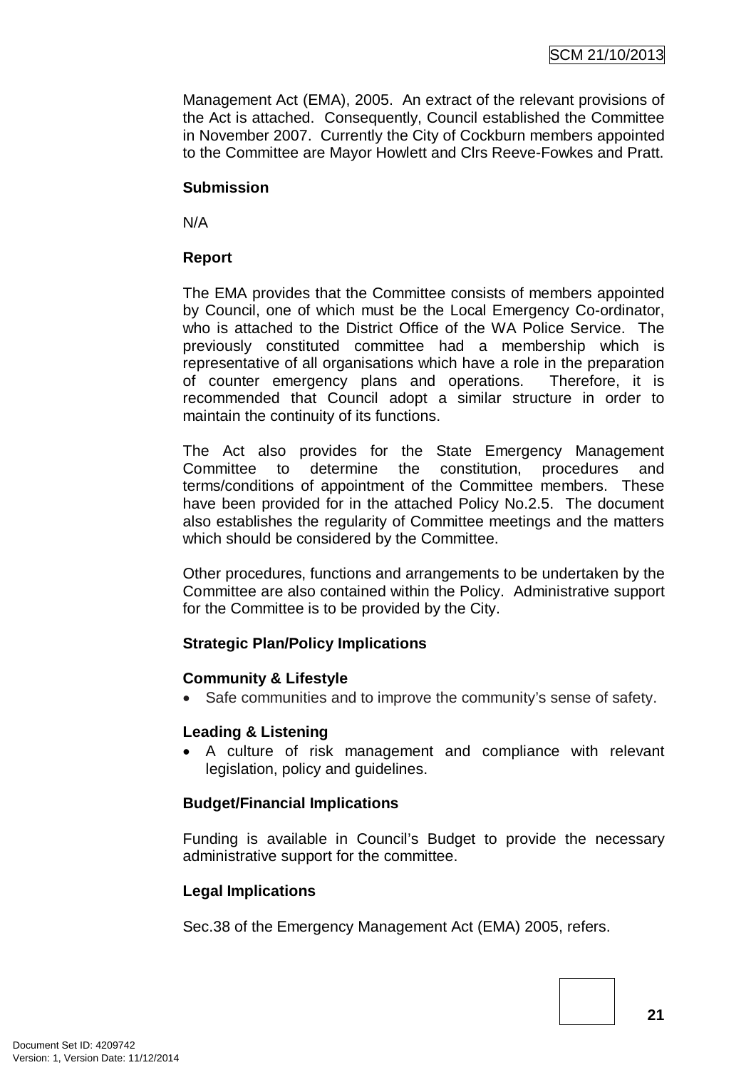Management Act (EMA), 2005. An extract of the relevant provisions of the Act is attached. Consequently, Council established the Committee in November 2007. Currently the City of Cockburn members appointed to the Committee are Mayor Howlett and Clrs Reeve-Fowkes and Pratt.

**Submission**

N/A

**Report**

The EMA provides that the Committee consists of members appointed by Council, one of which must be the Local Emergency Co-ordinator, who is attached to the District Office of the WA Police Service. The previously constituted committee had a membership which is representative of all organisations which have a role in the preparation of counter emergency plans and operations. Therefore, it is recommended that Council adopt a similar structure in order to maintain the continuity of its functions.

The Act also provides for the State Emergency Management Committee to determine the constitution, procedures and terms/conditions of appointment of the Committee members. These have been provided for in the attached Policy No.2.5. The document also establishes the regularity of Committee meetings and the matters which should be considered by the Committee.

Other procedures, functions and arrangements to be undertaken by the Committee are also contained within the Policy. Administrative support for the Committee is to be provided by the City.

**Strategic Plan/Policy Implications**

**Community & Lifestyle**

- Safe communities and to improve the community's sense of safety.

**Leading & Listening**

- A culture of risk management and compliance with relevant legislation, policy and guidelines.

**Budget/Financial Implications**

Funding is available in Council's Budget to provide the necessary administrative support for the committee.

**Legal Implications**

Sec.38 of the Emergency Management Act (EMA) 2005, refers.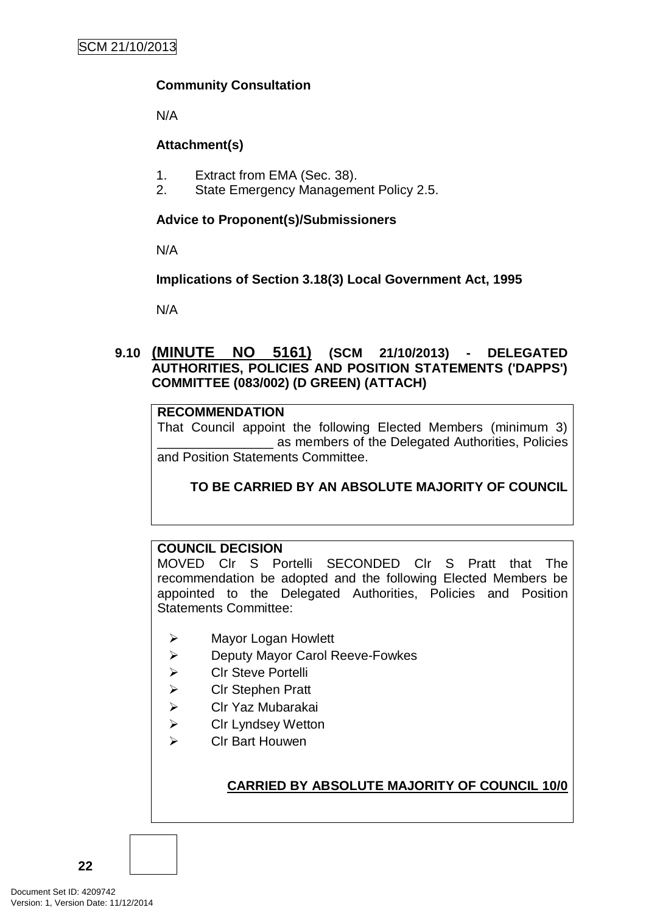**Community Consultation**

N/A

**Attachment(s)**

1. Extract from EMA (Sec. 38).
2. State Emergency Management Policy 2.5.

**Advice to Proponent(s)/Submissioners**

N/A

**Implications of Section 3.18(3) Local Government Act, 1995**

N/A

### 9.10 (MINUTE NO 5161) (SCM 21/10/2013) - DELEGATED AUTHORITIES, POLICIES AND POSITION STATEMENTS ('DAPPS') COMMITTEE (083/002) (D GREEN) (ATTACH)

**RECOMMENDATION**

That Council appoint the following Elected Members (minimum 3) ________________ as members of the Delegated Authorities, Policies and Position Statements Committee.

**TO BE CARRIED BY AN ABSOLUTE MAJORITY OF COUNCIL**

**COUNCIL DECISION**

MOVED Clr S Portelli SECONDED Clr S Pratt that The recommendation be adopted and the following Elected Members be appointed to the Delegated Authorities, Policies and Position Statements Committee:

- Mayor Logan Howlett
- Deputy Mayor Carol Reeve-Fowkes
- Clr Steve Portelli
- Clr Stephen Pratt
- Clr Yaz Mubarakai
- Clr Lyndsey Wetton
- Clr Bart Houwen

**CARRIED BY ABSOLUTE MAJORITY OF COUNCIL 10/0**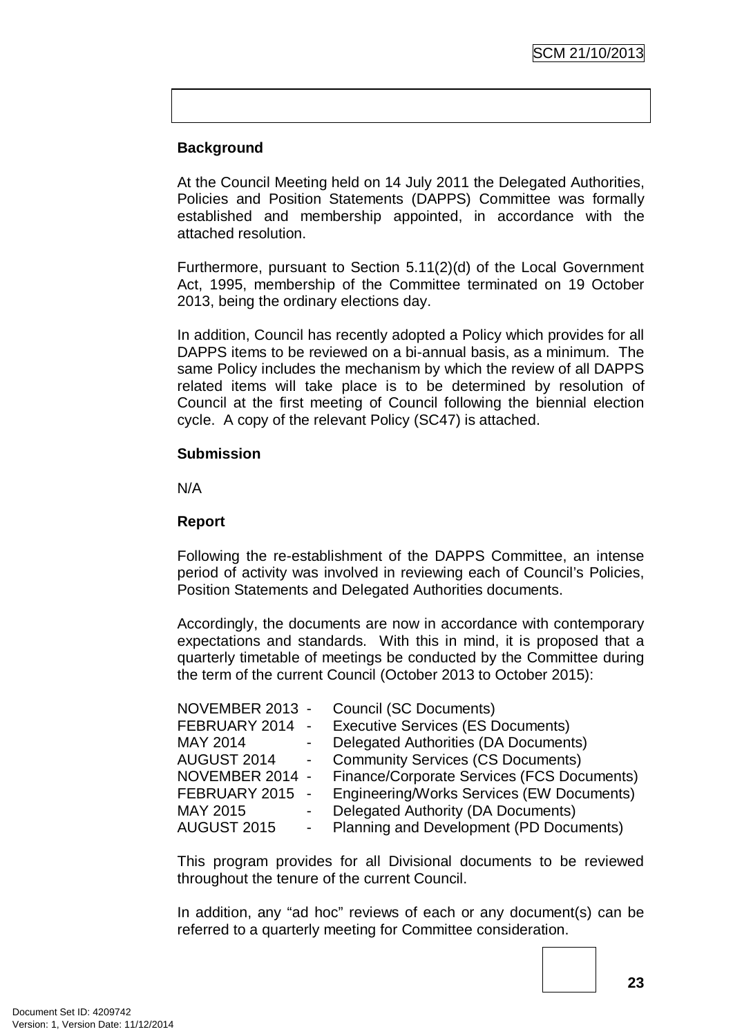**Background**

At the Council Meeting held on 14 July 2011 the Delegated Authorities, Policies and Position Statements (DAPPS) Committee was formally established and membership appointed, in accordance with the attached resolution.

Furthermore, pursuant to Section 5.11(2)(d) of the Local Government Act, 1995, membership of the Committee terminated on 19 October 2013, being the ordinary elections day.

In addition, Council has recently adopted a Policy which provides for all DAPPS items to be reviewed on a bi-annual basis, as a minimum. The same Policy includes the mechanism by which the review of all DAPPS related items will take place is to be determined by resolution of Council at the first meeting of Council following the biennial election cycle. A copy of the relevant Policy (SC47) is attached.

**Submission**

N/A

**Report**

Following the re-establishment of the DAPPS Committee, an intense period of activity was involved in reviewing each of Council's Policies, Position Statements and Delegated Authorities documents.

Accordingly, the documents are now in accordance with contemporary expectations and standards. With this in mind, it is proposed that a quarterly timetable of meetings be conducted by the Committee during the term of the current Council (October 2013 to October 2015):

| | | |
|---|---|---|
| NOVEMBER 2013 | - | Council (SC Documents) |
| FEBRUARY 2014 | - | Executive Services (ES Documents) |
| MAY 2014 | - | Delegated Authorities (DA Documents) |
| AUGUST 2014 | - | Community Services (CS Documents) |
| NOVEMBER 2014 | - | Finance/Corporate Services (FCS Documents) |
| FEBRUARY 2015 | - | Engineering/Works Services (EW Documents) |
| MAY 2015 | - | Delegated Authority (DA Documents) |
| AUGUST 2015 | - | Planning and Development (PD Documents) |

This program provides for all Divisional documents to be reviewed throughout the tenure of the current Council.

In addition, any "ad hoc" reviews of each or any document(s) can be referred to a quarterly meeting for Committee consideration.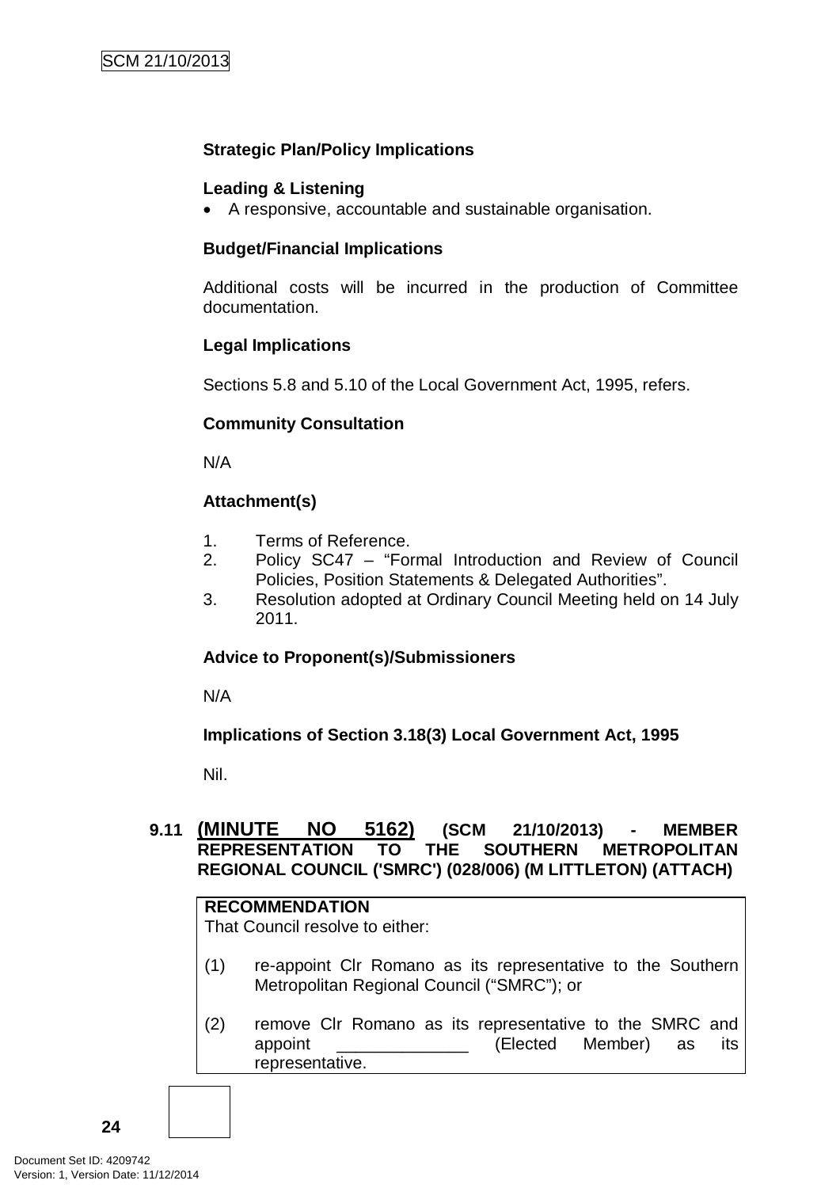**Strategic Plan/Policy Implications**

**Leading & Listening**

- A responsive, accountable and sustainable organisation.

**Budget/Financial Implications**

Additional costs will be incurred in the production of Committee documentation.

**Legal Implications**

Sections 5.8 and 5.10 of the Local Government Act, 1995, refers.

**Community Consultation**

N/A

**Attachment(s)**

1. Terms of Reference.
2. Policy SC47 – "Formal Introduction and Review of Council Policies, Position Statements & Delegated Authorities".
3. Resolution adopted at Ordinary Council Meeting held on 14 July 2011.

**Advice to Proponent(s)/Submissioners**

N/A

**Implications of Section 3.18(3) Local Government Act, 1995**

Nil.

## 9.11 (MINUTE NO 5162) (SCM 21/10/2013) - MEMBER REPRESENTATION TO THE SOUTHERN METROPOLITAN REGIONAL COUNCIL ('SMRC') (028/006) (M LITTLETON) (ATTACH)

**RECOMMENDATION**

That Council resolve to either:

(1) re-appoint Clr Romano as its representative to the Southern Metropolitan Regional Council ("SMRC"); or

(2) remove Clr Romano as its representative to the SMRC and appoint ______________ (Elected Member) as its representative.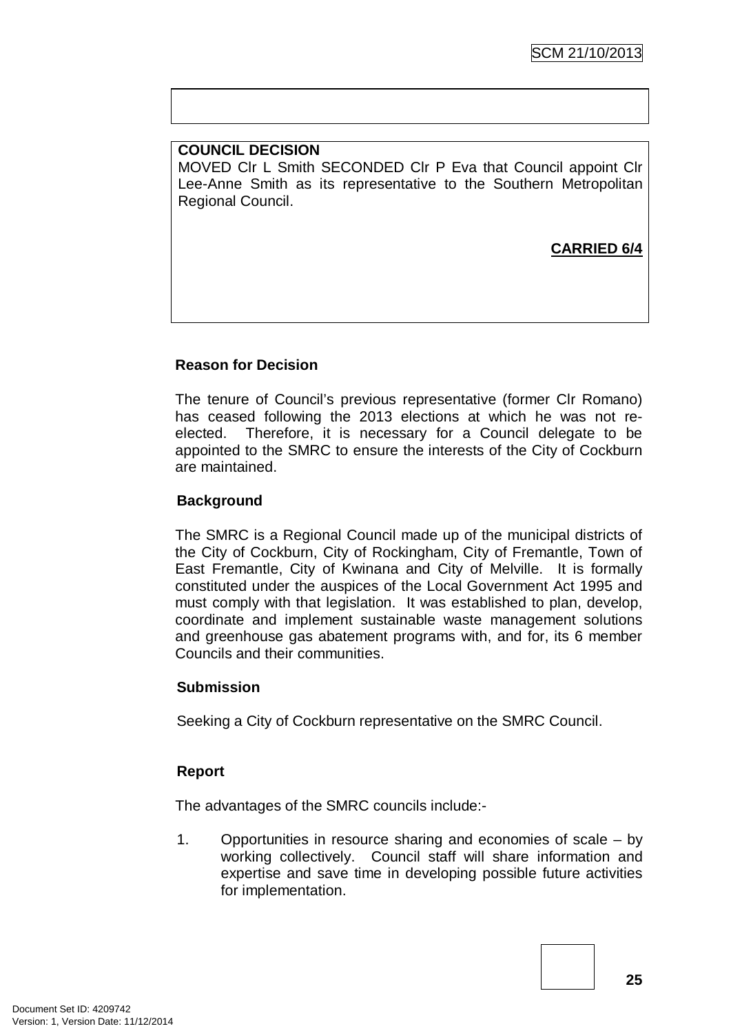**COUNCIL DECISION**

MOVED Clr L Smith SECONDED Clr P Eva that Council appoint Clr Lee-Anne Smith as its representative to the Southern Metropolitan Regional Council.

**CARRIED 6/4**

**Reason for Decision**

The tenure of Council's previous representative (former Clr Romano) has ceased following the 2013 elections at which he was not re-elected. Therefore, it is necessary for a Council delegate to be appointed to the SMRC to ensure the interests of the City of Cockburn are maintained.

**Background**

The SMRC is a Regional Council made up of the municipal districts of the City of Cockburn, City of Rockingham, City of Fremantle, Town of East Fremantle, City of Kwinana and City of Melville. It is formally constituted under the auspices of the Local Government Act 1995 and must comply with that legislation. It was established to plan, develop, coordinate and implement sustainable waste management solutions and greenhouse gas abatement programs with, and for, its 6 member Councils and their communities.

**Submission**

Seeking a City of Cockburn representative on the SMRC Council.

**Report**

The advantages of the SMRC councils include:-

1. Opportunities in resource sharing and economies of scale – by working collectively. Council staff will share information and expertise and save time in developing possible future activities for implementation.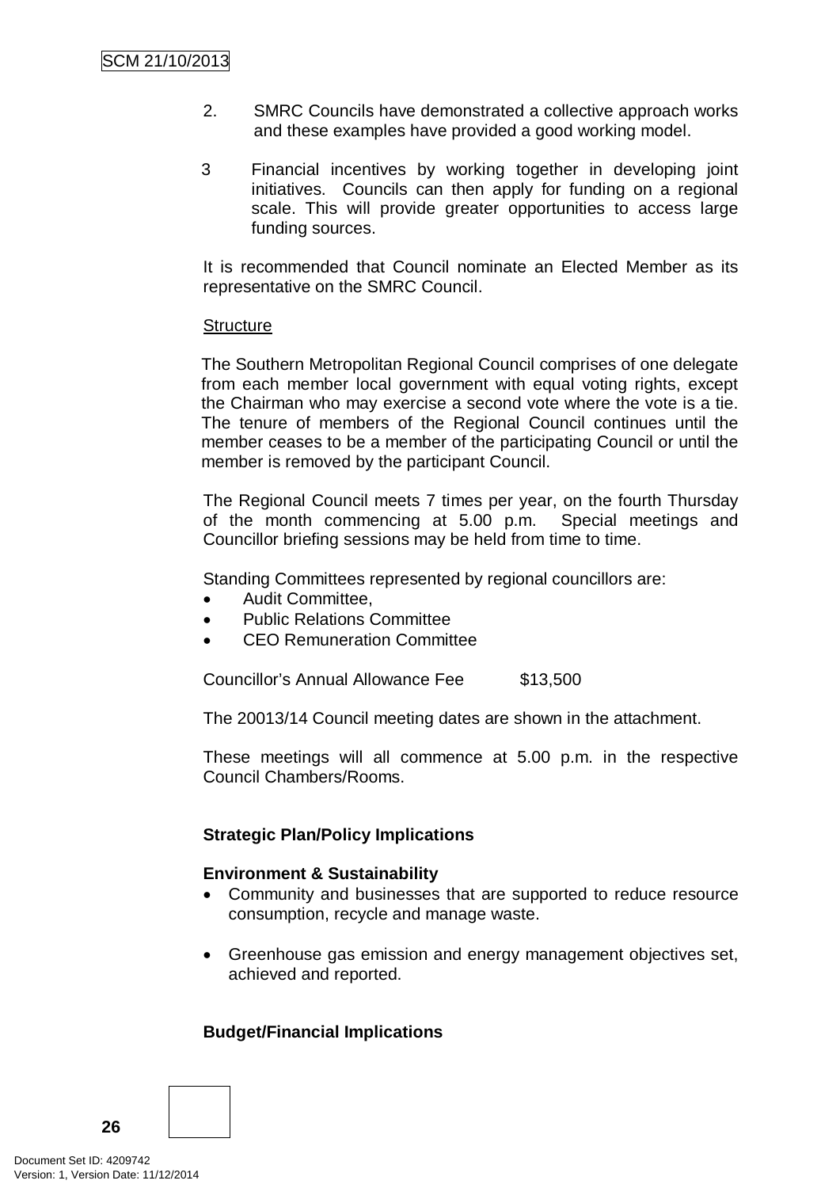2. SMRC Councils have demonstrated a collective approach works and these examples have provided a good working model.

3 Financial incentives by working together in developing joint initiatives. Councils can then apply for funding on a regional scale. This will provide greater opportunities to access large funding sources.

It is recommended that Council nominate an Elected Member as its representative on the SMRC Council.

<u>Structure</u>

The Southern Metropolitan Regional Council comprises of one delegate from each member local government with equal voting rights, except the Chairman who may exercise a second vote where the vote is a tie. The tenure of members of the Regional Council continues until the member ceases to be a member of the participating Council or until the member is removed by the participant Council.

The Regional Council meets 7 times per year, on the fourth Thursday of the month commencing at 5.00 p.m. Special meetings and Councillor briefing sessions may be held from time to time.

Standing Committees represented by regional councillors are:

- Audit Committee,
- Public Relations Committee
- CEO Remuneration Committee

Councillor's Annual Allowance Fee $13,500

The 20013/14 Council meeting dates are shown in the attachment.

These meetings will all commence at 5.00 p.m. in the respective Council Chambers/Rooms.

**Strategic Plan/Policy Implications**

**Environment & Sustainability**

- Community and businesses that are supported to reduce resource consumption, recycle and manage waste.
- Greenhouse gas emission and energy management objectives set, achieved and reported.

**Budget/Financial Implications**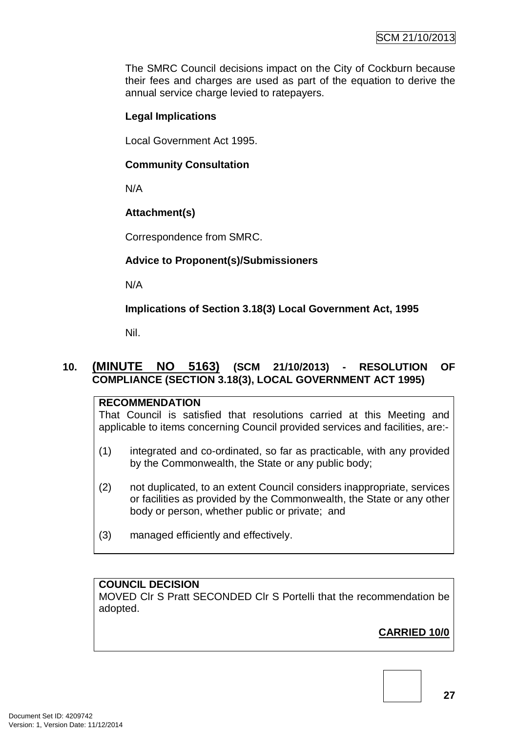The SMRC Council decisions impact on the City of Cockburn because their fees and charges are used as part of the equation to derive the annual service charge levied to ratepayers.

**Legal Implications**

Local Government Act 1995.

**Community Consultation**

N/A

**Attachment(s)**

Correspondence from SMRC.

**Advice to Proponent(s)/Submissioners**

N/A

**Implications of Section 3.18(3) Local Government Act, 1995**

Nil.

## 10. (MINUTE NO 5163) (SCM 21/10/2013) - RESOLUTION OF COMPLIANCE (SECTION 3.18(3), LOCAL GOVERNMENT ACT 1995)

**RECOMMENDATION**

That Council is satisfied that resolutions carried at this Meeting and applicable to items concerning Council provided services and facilities, are:-

(1) integrated and co-ordinated, so far as practicable, with any provided by the Commonwealth, the State or any public body;

(2) not duplicated, to an extent Council considers inappropriate, services or facilities as provided by the Commonwealth, the State or any other body or person, whether public or private; and

(3) managed efficiently and effectively.

**COUNCIL DECISION**

MOVED Clr S Pratt SECONDED Clr S Portelli that the recommendation be adopted.

**CARRIED 10/0**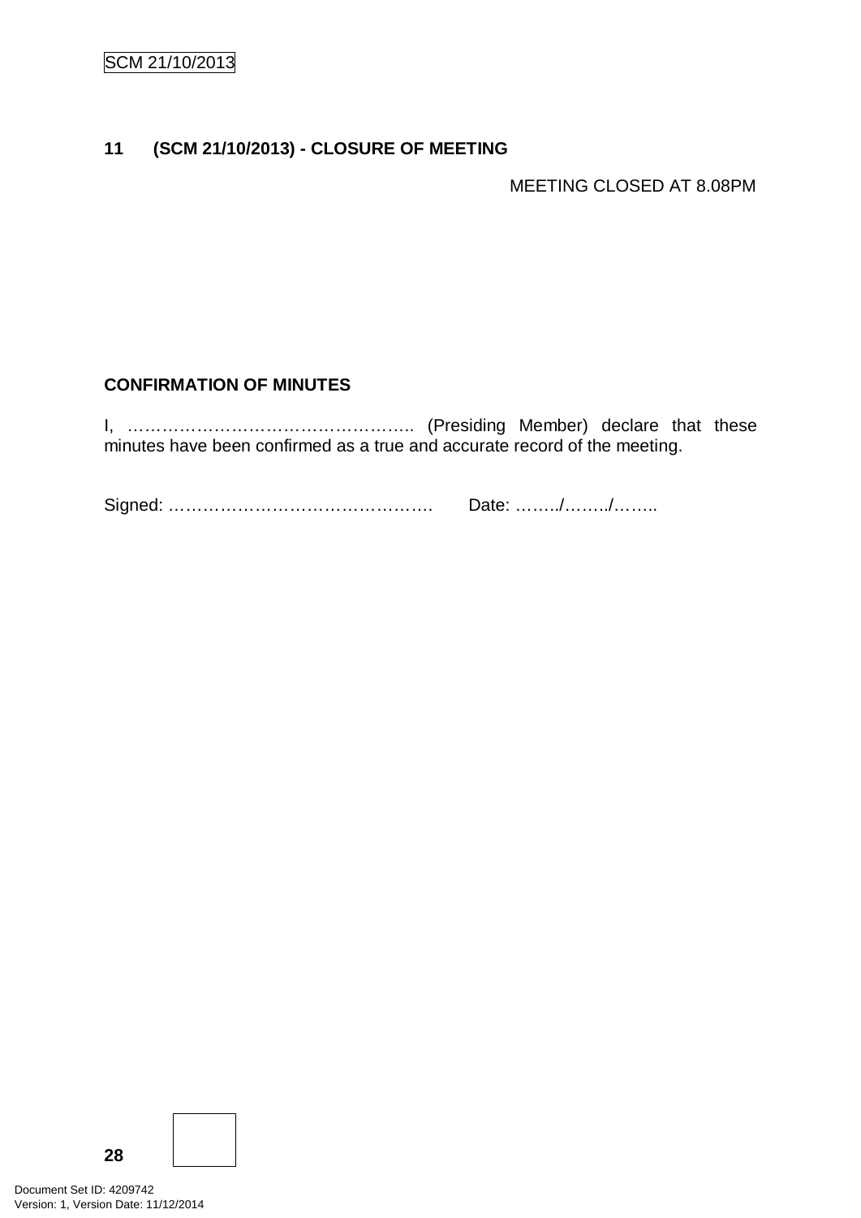## 11 (SCM 21/10/2013) - CLOSURE OF MEETING

MEETING CLOSED AT 8.08PM

**CONFIRMATION OF MINUTES**

I, ………………………………………….. (Presiding Member) declare that these minutes have been confirmed as a true and accurate record of the meeting.

Signed: ……………………………………….     Date: ……../……../……..